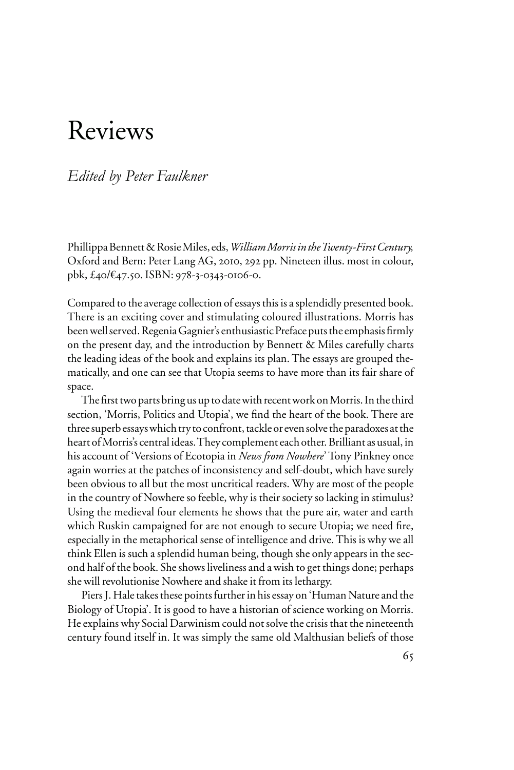# Reviews

*Edited by Peter Faulkner*

Phillippa Bennett & Rosie Miles, eds, *William Morris in the Twenty-First Century,* Oxford and Bern: Peter Lang AG, 2010, 292 pp. Nineteen illus. most in colour, pbk, £40/€47.50. ISBN: 978-3-0343-0106-0.

Compared to the average collection of essays this is a splendidly presented book. There is an exciting cover and stimulating coloured illustrations. Morris has been well served. Regenia Gagnier's enthusiastic Preface puts the emphasis firmly on the present day, and the introduction by Bennett & Miles carefully charts the leading ideas of the book and explains its plan. The essays are grouped thematically, and one can see that Utopia seems to have more than its fair share of space.

The first two parts bring us up to date with recent work on Morris. In the third section, 'Morris, Politics and Utopia', we find the heart of the book. There are three superb essays which try to confront, tackle or even solve the paradoxes at the heart of Morris's central ideas. They complement each other. Brilliant as usual, in his account of 'Versions of Ecotopia in *News from Nowhere*' Tony Pinkney once again worries at the patches of inconsistency and self-doubt, which have surely been obvious to all but the most uncritical readers. Why are most of the people in the country of Nowhere so feeble, why is their society so lacking in stimulus? Using the medieval four elements he shows that the pure air, water and earth which Ruskin campaigned for are not enough to secure Utopia; we need fire, especially in the metaphorical sense of intelligence and drive. This is why we all think Ellen is such a splendid human being, though she only appears in the second half of the book. She shows liveliness and a wish to get things done; perhaps she will revolutionise Nowhere and shake it from its lethargy.

Piers J. Hale takes these points further in his essay on 'Human Nature and the Biology of Utopia'. It is good to have a historian of science working on Morris. He explains why Social Darwinism could not solve the crisis that the nineteenth century found itself in. It was simply the same old Malthusian beliefs of those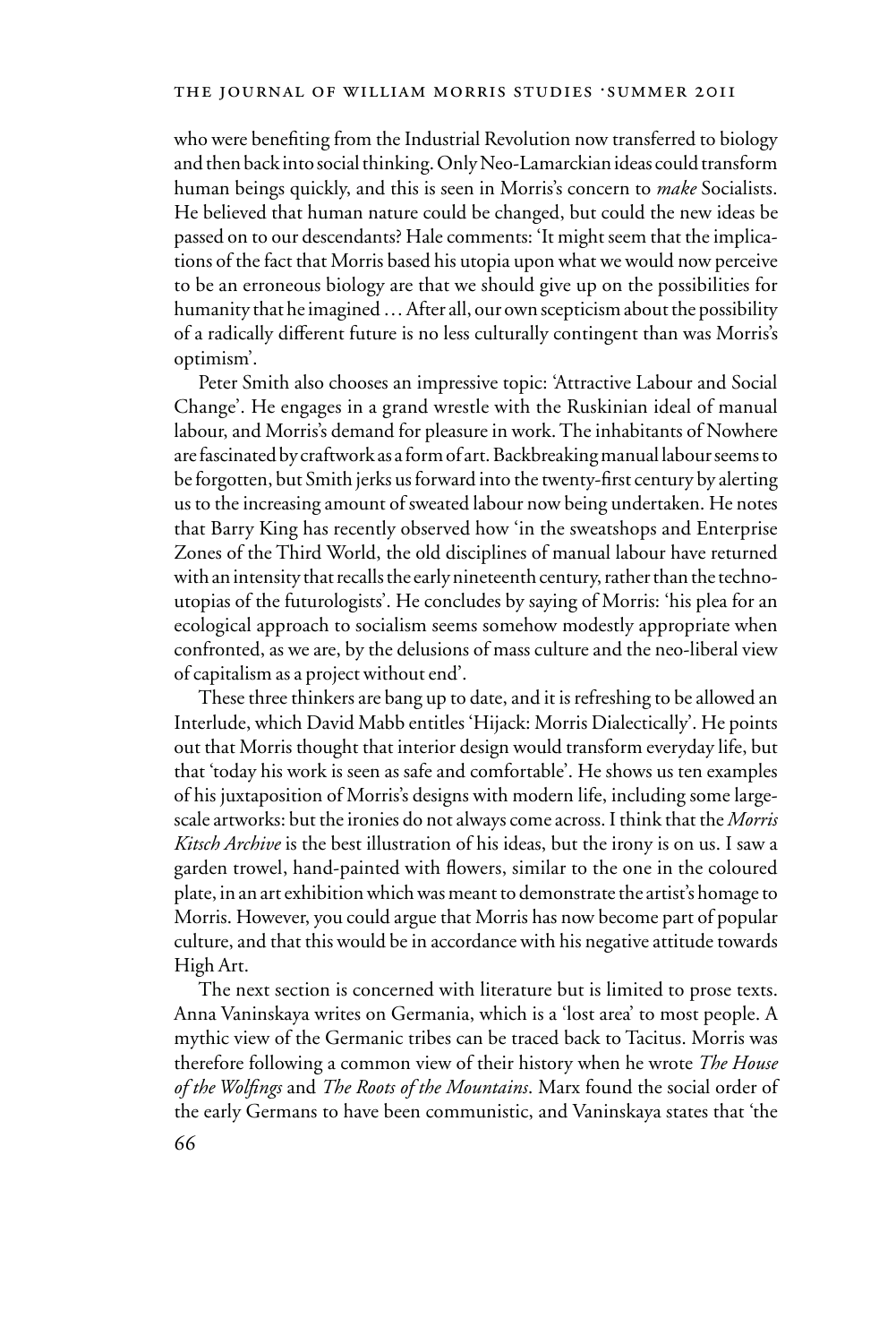who were benefiting from the Industrial Revolution now transferred to biology and then back into social thinking. Only Neo-Lamarckian ideas could transform human beings quickly, and this is seen in Morris's concern to *make* Socialists. He believed that human nature could be changed, but could the new ideas be passed on to our descendants? Hale comments: 'It might seem that the implications of the fact that Morris based his utopia upon what we would now perceive to be an erroneous biology are that we should give up on the possibilities for humanity that he imagined … After all, our own scepticism about the possibility of a radically different future is no less culturally contingent than was Morris's optimism'.

Peter Smith also chooses an impressive topic: 'Attractive Labour and Social Change'. He engages in a grand wrestle with the Ruskinian ideal of manual labour, and Morris's demand for pleasure in work. The inhabitants of Nowhere are fascinated by craftwork as a form of art. Backbreaking manual labour seems to be forgotten, but Smith jerks us forward into the twenty-first century by alerting us to the increasing amount of sweated labour now being undertaken. He notes that Barry King has recently observed how 'in the sweatshops and Enterprise Zones of the Third World, the old disciplines of manual labour have returned with an intensity that recalls the early nineteenth century, rather than the techno-utopias of the futurologists'. He concludes by saying of Morris: 'his plea for an ecological approach to socialism seems somehow modestly appropriate when confronted, as we are, by the delusions of mass culture and the neo-liberal view of capitalism as a project without end'.

These three thinkers are bang up to date, and it is refreshing to be allowed an Interlude, which David Mabb entitles 'Hijack: Morris Dialectically'. He points out that Morris thought that interior design would transform everyday life, but that 'today his work is seen as safe and comfortable'. He shows us ten examples of his juxtaposition of Morris's designs with modern life, including some large-scale artworks: but the ironies do not always come across. I think that the *Morris Kitsch Archive* is the best illustration of his ideas, but the irony is on us. I saw a garden trowel, hand-painted with flowers, similar to the one in the coloured plate, in an art exhibition which was meant to demonstrate the artist's homage to Morris. However, you could argue that Morris has now become part of popular culture, and that this would be in accordance with his negative attitude towards High Art.

The next section is concerned with literature but is limited to prose texts. Anna Vaninskaya writes on Germania, which is a 'lost area' to most people. A mythic view of the Germanic tribes can be traced back to Tacitus. Morris was therefore following a common view of their history when he wrote *The House of the Wolfings* and *The Roots of the Mountains*. Marx found the social order of the early Germans to have been communistic, and Vaninskaya states that 'the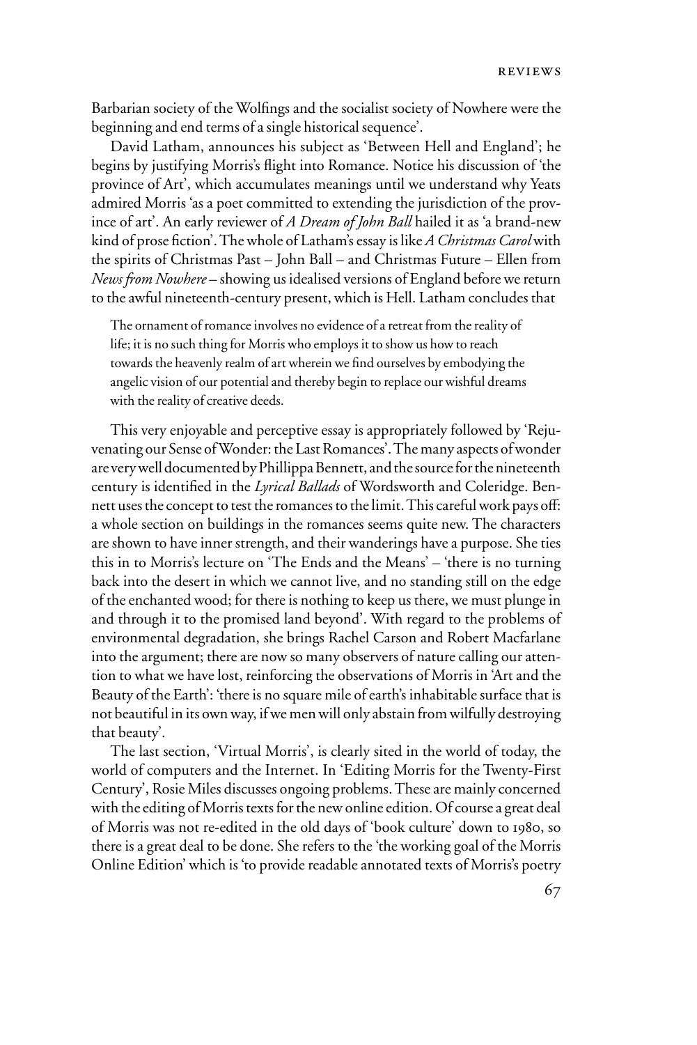Barbarian society of the Wolfings and the socialist society of Nowhere were the beginning and end terms of a single historical sequence'.

David Latham, announces his subject as 'Between Hell and England'; he begins by justifying Morris's flight into Romance. Notice his discussion of 'the province of Art', which accumulates meanings until we understand why Yeats admired Morris 'as a poet committed to extending the jurisdiction of the province of art'. An early reviewer of *A Dream of John Ball* hailed it as 'a brand-new kind of prose fiction'. The whole of Latham's essay is like *A Christmas Carol* with the spirits of Christmas Past – John Ball – and Christmas Future – Ellen from *News from Nowhere* – showing us idealised versions of England before we return to the awful nineteenth-century present, which is Hell. Latham concludes that

> The ornament of romance involves no evidence of a retreat from the reality of life; it is no such thing for Morris who employs it to show us how to reach towards the heavenly realm of art wherein we find ourselves by embodying the angelic vision of our potential and thereby begin to replace our wishful dreams with the reality of creative deeds.

This very enjoyable and perceptive essay is appropriately followed by 'Rejuvenating our Sense of Wonder: the Last Romances'. The many aspects of wonder are very well documented by Phillippa Bennett, and the source for the nineteenth century is identified in the *Lyrical Ballads* of Wordsworth and Coleridge. Bennett uses the concept to test the romances to the limit. This careful work pays off: a whole section on buildings in the romances seems quite new. The characters are shown to have inner strength, and their wanderings have a purpose. She ties this in to Morris's lecture on 'The Ends and the Means' – 'there is no turning back into the desert in which we cannot live, and no standing still on the edge of the enchanted wood; for there is nothing to keep us there, we must plunge in and through it to the promised land beyond'. With regard to the problems of environmental degradation, she brings Rachel Carson and Robert Macfarlane into the argument; there are now so many observers of nature calling our attention to what we have lost, reinforcing the observations of Morris in 'Art and the Beauty of the Earth': 'there is no square mile of earth's inhabitable surface that is not beautiful in its own way, if we men will only abstain from wilfully destroying that beauty'.

The last section, 'Virtual Morris', is clearly sited in the world of today, the world of computers and the Internet. In 'Editing Morris for the Twenty-First Century', Rosie Miles discusses ongoing problems. These are mainly concerned with the editing of Morris texts for the new online edition. Of course a great deal of Morris was not re-edited in the old days of 'book culture' down to 1980, so there is a great deal to be done. She refers to the 'the working goal of the Morris Online Edition' which is 'to provide readable annotated texts of Morris's poetry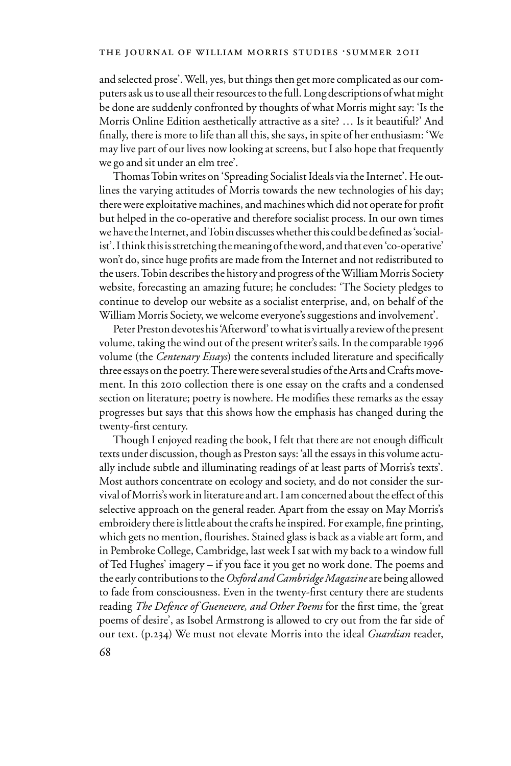and selected prose'. Well, yes, but things then get more complicated as our computers ask us to use all their resources to the full. Long descriptions of what might be done are suddenly confronted by thoughts of what Morris might say: 'Is the Morris Online Edition aesthetically attractive as a site? … Is it beautiful?' And finally, there is more to life than all this, she says, in spite of her enthusiasm: 'We may live part of our lives now looking at screens, but I also hope that frequently we go and sit under an elm tree'.

Thomas Tobin writes on 'Spreading Socialist Ideals via the Internet'. He outlines the varying attitudes of Morris towards the new technologies of his day; there were exploitative machines, and machines which did not operate for profit but helped in the co-operative and therefore socialist process. In our own times we have the Internet, and Tobin discusses whether this could be defined as 'socialist'. I think this is stretching the meaning of the word, and that even 'co-operative' won't do, since huge profits are made from the Internet and not redistributed to the users. Tobin describes the history and progress of the William Morris Society website, forecasting an amazing future; he concludes: 'The Society pledges to continue to develop our website as a socialist enterprise, and, on behalf of the William Morris Society, we welcome everyone's suggestions and involvement'.

Peter Preston devotes his 'Afterword' to what is virtually a review of the present volume, taking the wind out of the present writer's sails. In the comparable 1996 volume (the *Centenary Essays*) the contents included literature and specifically three essays on the poetry. There were several studies of the Arts and Crafts movement. In this 2010 collection there is one essay on the crafts and a condensed section on literature; poetry is nowhere. He modifies these remarks as the essay progresses but says that this shows how the emphasis has changed during the twenty-first century.

Though I enjoyed reading the book, I felt that there are not enough difficult texts under discussion, though as Preston says: 'all the essays in this volume actually include subtle and illuminating readings of at least parts of Morris's texts'. Most authors concentrate on ecology and society, and do not consider the survival of Morris's work in literature and art. I am concerned about the effect of this selective approach on the general reader. Apart from the essay on May Morris's embroidery there is little about the crafts he inspired. For example, fine printing, which gets no mention, flourishes. Stained glass is back as a viable art form, and in Pembroke College, Cambridge, last week I sat with my back to a window full of Ted Hughes' imagery – if you face it you get no work done. The poems and the early contributions to the *Oxford and Cambridge Magazine* are being allowed to fade from consciousness. Even in the twenty-first century there are students reading *The Defence of Guenevere, and Other Poems* for the first time, the 'great poems of desire', as Isobel Armstrong is allowed to cry out from the far side of our text. (p.234) We must not elevate Morris into the ideal *Guardian* reader,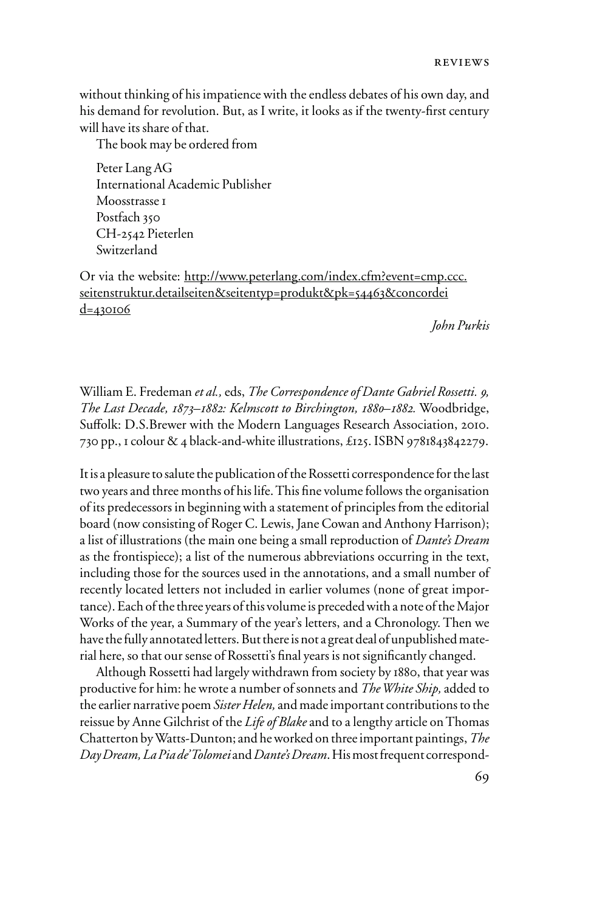without thinking of his impatience with the endless debates of his own day, and his demand for revolution. But, as I write, it looks as if the twenty-first century will have its share of that.

The book may be ordered from

Peter Lang AG  
International Academic Publisher  
Moosstrasse 1  
Postfach 350  
CH-2542 Pieterlen  
Switzerland

Or via the website: http://www.peterlang.com/index.cfm?event=cmp.ccc.seitenstruktur.detailseiten&seitentyp=produkt&pk=54463&concordeid=430106

*John Purkis*

William E. Fredeman *et al.,* eds, *The Correspondence of Dante Gabriel Rossetti. 9, The Last Decade, 1873–1882: Kelmscott to Birchington, 1880–1882.* Woodbridge, Suffolk: D.S.Brewer with the Modern Languages Research Association, 2010. 730 pp., 1 colour & 4 black-and-white illustrations, £125. ISBN 9781843842279.

It is a pleasure to salute the publication of the Rossetti correspondence for the last two years and three months of his life. This fine volume follows the organisation of its predecessors in beginning with a statement of principles from the editorial board (now consisting of Roger C. Lewis, Jane Cowan and Anthony Harrison); a list of illustrations (the main one being a small reproduction of *Dante's Dream* as the frontispiece); a list of the numerous abbreviations occurring in the text, including those for the sources used in the annotations, and a small number of recently located letters not included in earlier volumes (none of great importance). Each of the three years of this volume is preceded with a note of the Major Works of the year, a Summary of the year's letters, and a Chronology. Then we have the fully annotated letters. But there is not a great deal of unpublished material here, so that our sense of Rossetti's final years is not significantly changed.

Although Rossetti had largely withdrawn from society by 1880, that year was productive for him: he wrote a number of sonnets and *The White Ship,* added to the earlier narrative poem *Sister Helen,* and made important contributions to the reissue by Anne Gilchrist of the *Life of Blake* and to a lengthy article on Thomas Chatterton by Watts-Dunton; and he worked on three important paintings, *The Day Dream, La Pia de' Tolomei* and *Dante's Dream*. His most frequent correspond-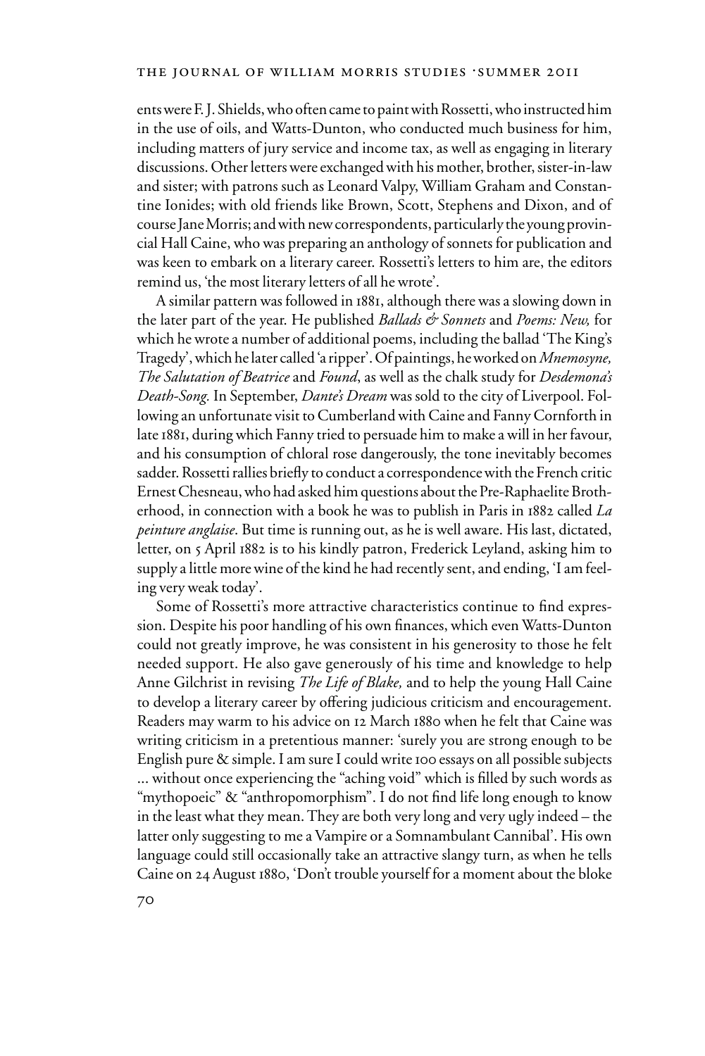ents were F. J. Shields, who often came to paint with Rossetti, who instructed him in the use of oils, and Watts-Dunton, who conducted much business for him, including matters of jury service and income tax, as well as engaging in literary discussions. Other letters were exchanged with his mother, brother, sister-in-law and sister; with patrons such as Leonard Valpy, William Graham and Constantine Ionides; with old friends like Brown, Scott, Stephens and Dixon, and of course Jane Morris; and with new correspondents, particularly the young provincial Hall Caine, who was preparing an anthology of sonnets for publication and was keen to embark on a literary career. Rossetti's letters to him are, the editors remind us, 'the most literary letters of all he wrote'.

A similar pattern was followed in 1881, although there was a slowing down in the later part of the year. He published *Ballads & Sonnets* and *Poems: New,* for which he wrote a number of additional poems, including the ballad 'The King's Tragedy', which he later called 'a ripper'. Of paintings, he worked on *Mnemosyne, The Salutation of Beatrice* and *Found*, as well as the chalk study for *Desdemona's Death-Song.* In September, *Dante's Dream* was sold to the city of Liverpool. Following an unfortunate visit to Cumberland with Caine and Fanny Cornforth in late 1881, during which Fanny tried to persuade him to make a will in her favour, and his consumption of chloral rose dangerously, the tone inevitably becomes sadder. Rossetti rallies briefly to conduct a correspondence with the French critic Ernest Chesneau, who had asked him questions about the Pre-Raphaelite Brotherhood, in connection with a book he was to publish in Paris in 1882 called *La peinture anglaise*. But time is running out, as he is well aware. His last, dictated, letter, on 5 April 1882 is to his kindly patron, Frederick Leyland, asking him to supply a little more wine of the kind he had recently sent, and ending, 'I am feeling very weak today'.

Some of Rossetti's more attractive characteristics continue to find expression. Despite his poor handling of his own finances, which even Watts-Dunton could not greatly improve, he was consistent in his generosity to those he felt needed support. He also gave generously of his time and knowledge to help Anne Gilchrist in revising *The Life of Blake,* and to help the young Hall Caine to develop a literary career by offering judicious criticism and encouragement. Readers may warm to his advice on 12 March 1880 when he felt that Caine was writing criticism in a pretentious manner: 'surely you are strong enough to be English pure & simple. I am sure I could write 100 essays on all possible subjects ... without once experiencing the "aching void" which is filled by such words as "mythopoeic" & "anthropomorphism". I do not find life long enough to know in the least what they mean. They are both very long and very ugly indeed – the latter only suggesting to me a Vampire or a Somnambulant Cannibal'. His own language could still occasionally take an attractive slangy turn, as when he tells Caine on 24 August 1880, 'Don't trouble yourself for a moment about the bloke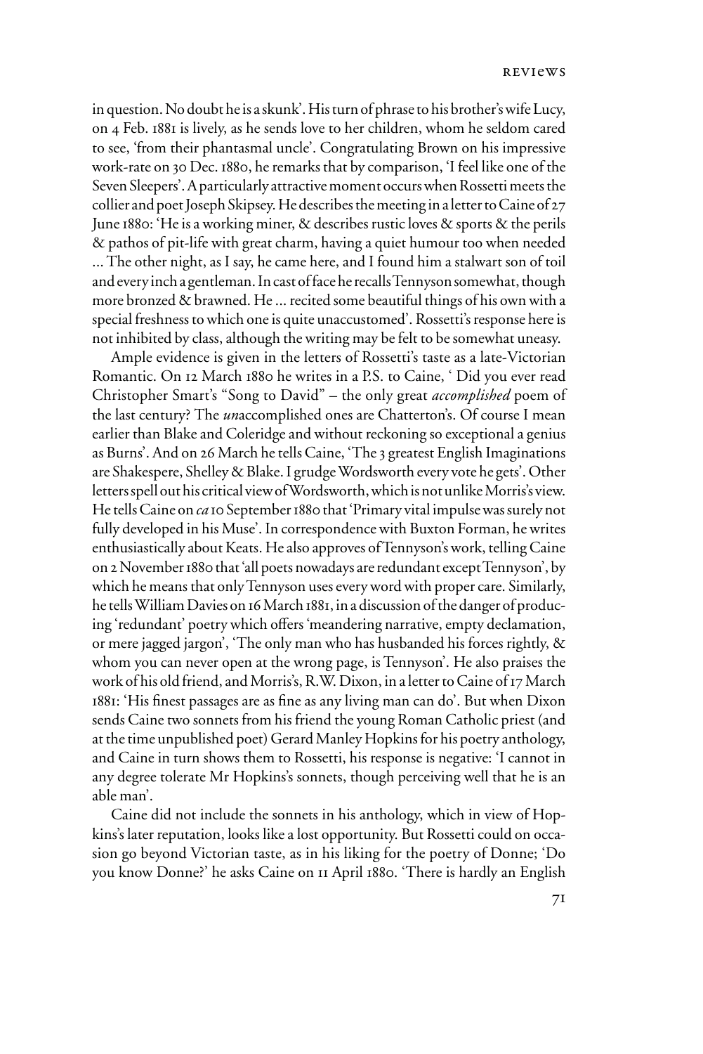in question. No doubt he is a skunk'. His turn of phrase to his brother's wife Lucy, on 4 Feb. 1881 is lively, as he sends love to her children, whom he seldom cared to see, 'from their phantasmal uncle'. Congratulating Brown on his impressive work-rate on 30 Dec. 1880, he remarks that by comparison, 'I feel like one of the Seven Sleepers'. A particularly attractive moment occurs when Rossetti meets the collier and poet Joseph Skipsey. He describes the meeting in a letter to Caine of 27 June 1880: 'He is a working miner, & describes rustic loves & sports & the perils & pathos of pit-life with great charm, having a quiet humour too when needed ... The other night, as I say, he came here, and I found him a stalwart son of toil and every inch a gentleman. In cast of face he recalls Tennyson somewhat, though more bronzed & brawned. He ... recited some beautiful things of his own with a special freshness to which one is quite unaccustomed'. Rossetti's response here is not inhibited by class, although the writing may be felt to be somewhat uneasy.

Ample evidence is given in the letters of Rossetti's taste as a late-Victorian Romantic. On 12 March 1880 he writes in a P.S. to Caine, ' Did you ever read Christopher Smart's "Song to David" – the only great *accomplished* poem of the last century? The *un*accomplished ones are Chatterton's. Of course I mean earlier than Blake and Coleridge and without reckoning so exceptional a genius as Burns'. And on 26 March he tells Caine, 'The 3 greatest English Imaginations are Shakespere, Shelley & Blake. I grudge Wordsworth every vote he gets'. Other letters spell out his critical view of Wordsworth, which is not unlike Morris's view. He tells Caine on *ca* 10 September 1880 that 'Primary vital impulse was surely not fully developed in his Muse'. In correspondence with Buxton Forman, he writes enthusiastically about Keats. He also approves of Tennyson's work, telling Caine on 2 November 1880 that 'all poets nowadays are redundant except Tennyson', by which he means that only Tennyson uses every word with proper care. Similarly, he tells William Davies on 16 March 1881, in a discussion of the danger of producing 'redundant' poetry which offers 'meandering narrative, empty declamation, or mere jagged jargon', 'The only man who has husbanded his forces rightly, & whom you can never open at the wrong page, is Tennyson'. He also praises the work of his old friend, and Morris's, R.W. Dixon, in a letter to Caine of 17 March 1881: 'His finest passages are as fine as any living man can do'. But when Dixon sends Caine two sonnets from his friend the young Roman Catholic priest (and at the time unpublished poet) Gerard Manley Hopkins for his poetry anthology, and Caine in turn shows them to Rossetti, his response is negative: 'I cannot in any degree tolerate Mr Hopkins's sonnets, though perceiving well that he is an able man'.

Caine did not include the sonnets in his anthology, which in view of Hopkins's later reputation, looks like a lost opportunity. But Rossetti could on occasion go beyond Victorian taste, as in his liking for the poetry of Donne; 'Do you know Donne?' he asks Caine on 11 April 1880. 'There is hardly an English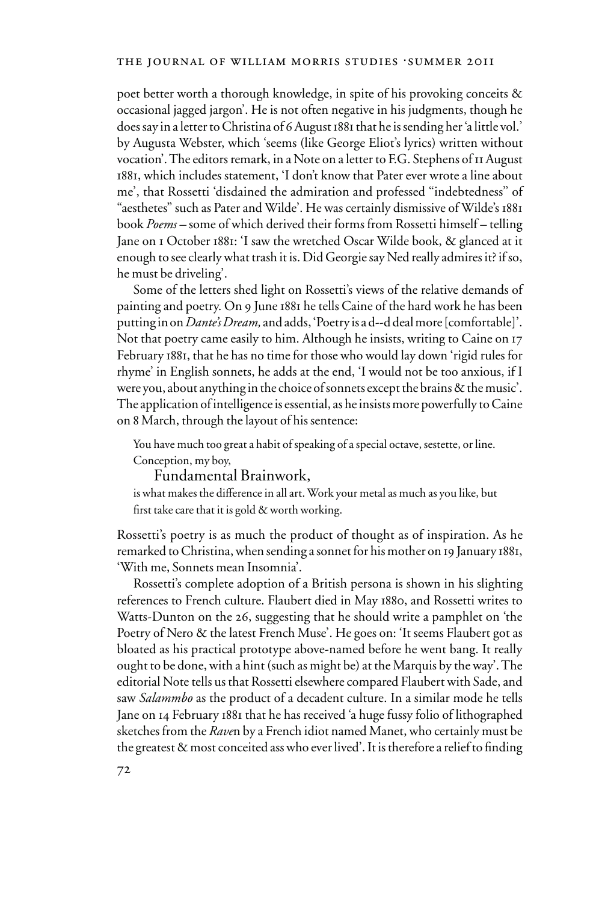poet better worth a thorough knowledge, in spite of his provoking conceits & occasional jagged jargon'. He is not often negative in his judgments, though he does say in a letter to Christina of 6 August 1881 that he is sending her 'a little vol.' by Augusta Webster, which 'seems (like George Eliot's lyrics) written without vocation'. The editors remark, in a Note on a letter to F.G. Stephens of 11 August 1881, which includes statement, 'I don't know that Pater ever wrote a line about me', that Rossetti 'disdained the admiration and professed "indebtedness" of "aesthetes" such as Pater and Wilde'. He was certainly dismissive of Wilde's 1881 book *Poems* – some of which derived their forms from Rossetti himself – telling Jane on 1 October 1881: 'I saw the wretched Oscar Wilde book, & glanced at it enough to see clearly what trash it is. Did Georgie say Ned really admires it? if so, he must be driveling'.

Some of the letters shed light on Rossetti's views of the relative demands of painting and poetry. On 9 June 1881 he tells Caine of the hard work he has been putting in on *Dante's Dream,* and adds, 'Poetry is a d--d deal more [comfortable]'. Not that poetry came easily to him. Although he insists, writing to Caine on 17 February 1881, that he has no time for those who would lay down 'rigid rules for rhyme' in English sonnets, he adds at the end, 'I would not be too anxious, if I were you, about anything in the choice of sonnets except the brains & the music'. The application of intelligence is essential, as he insists more powerfully to Caine on 8 March, through the layout of his sentence:

> You have much too great a habit of speaking of a special octave, sestette, or line. Conception, my boy,
>
> Fundamental Brainwork,
>
> is what makes the difference in all art. Work your metal as much as you like, but first take care that it is gold & worth working.

Rossetti's poetry is as much the product of thought as of inspiration. As he remarked to Christina, when sending a sonnet for his mother on 19 January 1881, 'With me, Sonnets mean Insomnia'.

Rossetti's complete adoption of a British persona is shown in his slighting references to French culture. Flaubert died in May 1880, and Rossetti writes to Watts-Dunton on the 26, suggesting that he should write a pamphlet on 'the Poetry of Nero & the latest French Muse'. He goes on: 'It seems Flaubert got as bloated as his practical prototype above-named before he went bang. It really ought to be done, with a hint (such as might be) at the Marquis by the way'. The editorial Note tells us that Rossetti elsewhere compared Flaubert with Sade, and saw *Salammbo* as the product of a decadent culture. In a similar mode he tells Jane on 14 February 1881 that he has received 'a huge fussy folio of lithographed sketches from the *Rave*n by a French idiot named Manet, who certainly must be the greatest & most conceited ass who ever lived'. It is therefore a relief to finding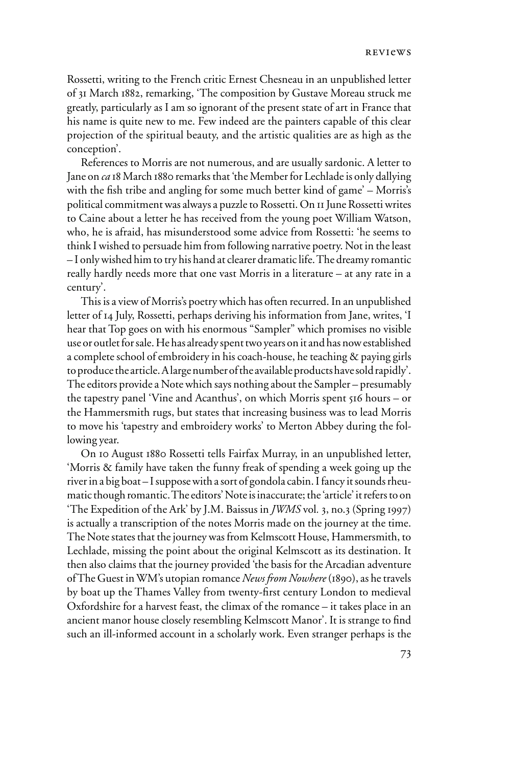Rossetti, writing to the French critic Ernest Chesneau in an unpublished letter of 31 March 1882, remarking, 'The composition by Gustave Moreau struck me greatly, particularly as I am so ignorant of the present state of art in France that his name is quite new to me. Few indeed are the painters capable of this clear projection of the spiritual beauty, and the artistic qualities are as high as the conception'.

References to Morris are not numerous, and are usually sardonic. A letter to Jane on *ca* 18 March 1880 remarks that 'the Member for Lechlade is only dallying with the fish tribe and angling for some much better kind of game' – Morris's political commitment was always a puzzle to Rossetti. On 11 June Rossetti writes to Caine about a letter he has received from the young poet William Watson, who, he is afraid, has misunderstood some advice from Rossetti: 'he seems to think I wished to persuade him from following narrative poetry. Not in the least – I only wished him to try his hand at clearer dramatic life. The dreamy romantic really hardly needs more that one vast Morris in a literature – at any rate in a century'.

This is a view of Morris's poetry which has often recurred. In an unpublished letter of 14 July, Rossetti, perhaps deriving his information from Jane, writes, 'I hear that Top goes on with his enormous "Sampler" which promises no visible use or outlet for sale. He has already spent two years on it and has now established a complete school of embroidery in his coach-house, he teaching & paying girls to produce the article. A large number of the available products have sold rapidly'. The editors provide a Note which says nothing about the Sampler – presumably the tapestry panel 'Vine and Acanthus', on which Morris spent 516 hours – or the Hammersmith rugs, but states that increasing business was to lead Morris to move his 'tapestry and embroidery works' to Merton Abbey during the following year.

On 10 August 1880 Rossetti tells Fairfax Murray, in an unpublished letter, 'Morris & family have taken the funny freak of spending a week going up the river in a big boat – I suppose with a sort of gondola cabin. I fancy it sounds rheumatic though romantic. The editors' Note is inaccurate; the 'article' it refers to on 'The Expedition of the Ark' by J.M. Baissus in *JWMS* vol. 3, no.3 (Spring 1997) is actually a transcription of the notes Morris made on the journey at the time. The Note states that the journey was from Kelmscott House, Hammersmith, to Lechlade, missing the point about the original Kelmscott as its destination. It then also claims that the journey provided 'the basis for the Arcadian adventure of The Guest in WM's utopian romance *News from Nowhere* (1890), as he travels by boat up the Thames Valley from twenty-first century London to medieval Oxfordshire for a harvest feast, the climax of the romance – it takes place in an ancient manor house closely resembling Kelmscott Manor'. It is strange to find such an ill-informed account in a scholarly work. Even stranger perhaps is the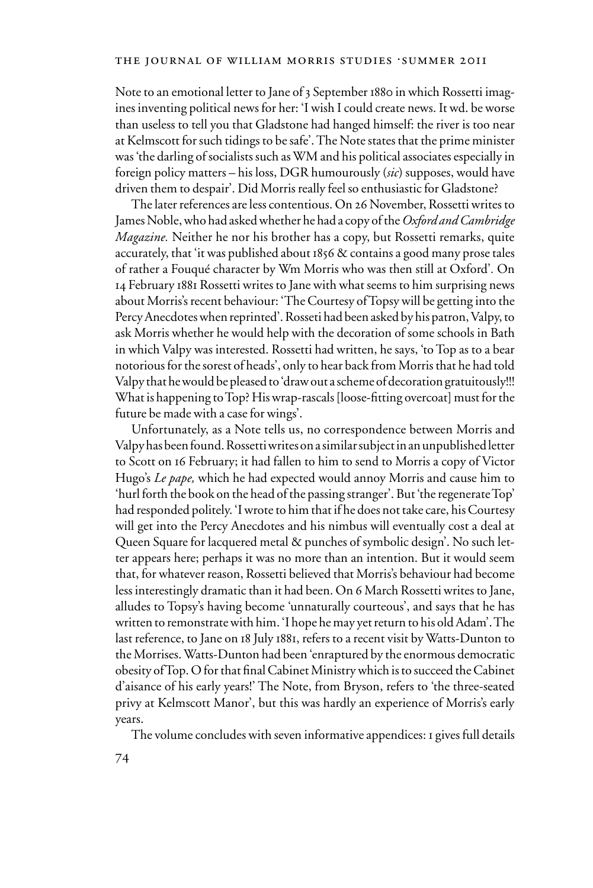Note to an emotional letter to Jane of 3 September 1880 in which Rossetti imagines inventing political news for her: 'I wish I could create news. It wd. be worse than useless to tell you that Gladstone had hanged himself: the river is too near at Kelmscott for such tidings to be safe'. The Note states that the prime minister was 'the darling of socialists such as WM and his political associates especially in foreign policy matters – his loss, DGR humourously (*sic*) supposes, would have driven them to despair'. Did Morris really feel so enthusiastic for Gladstone?

The later references are less contentious. On 26 November, Rossetti writes to James Noble, who had asked whether he had a copy of the *Oxford and Cambridge Magazine.* Neither he nor his brother has a copy, but Rossetti remarks, quite accurately, that 'it was published about 1856 & contains a good many prose tales of rather a Fouqué character by Wm Morris who was then still at Oxford'. On 14 February 1881 Rossetti writes to Jane with what seems to him surprising news about Morris's recent behaviour: 'The Courtesy of Topsy will be getting into the Percy Anecdotes when reprinted'. Rosseti had been asked by his patron, Valpy, to ask Morris whether he would help with the decoration of some schools in Bath in which Valpy was interested. Rossetti had written, he says, 'to Top as to a bear notorious for the sorest of heads', only to hear back from Morris that he had told Valpy that he would be pleased to 'draw out a scheme of decoration gratuitously!!! What is happening to Top? His wrap-rascals [loose-fitting overcoat] must for the future be made with a case for wings'.

Unfortunately, as a Note tells us, no correspondence between Morris and Valpy has been found. Rossetti writes on a similar subject in an unpublished letter to Scott on 16 February; it had fallen to him to send to Morris a copy of Victor Hugo's *Le pape,* which he had expected would annoy Morris and cause him to 'hurl forth the book on the head of the passing stranger'. But 'the regenerate Top' had responded politely. 'I wrote to him that if he does not take care, his Courtesy will get into the Percy Anecdotes and his nimbus will eventually cost a deal at Queen Square for lacquered metal & punches of symbolic design'. No such letter appears here; perhaps it was no more than an intention. But it would seem that, for whatever reason, Rossetti believed that Morris's behaviour had become less interestingly dramatic than it had been. On 6 March Rossetti writes to Jane, alludes to Topsy's having become 'unnaturally courteous', and says that he has written to remonstrate with him. 'I hope he may yet return to his old Adam'. The last reference, to Jane on 18 July 1881, refers to a recent visit by Watts-Dunton to the Morrises. Watts-Dunton had been 'enraptured by the enormous democratic obesity of Top. O for that final Cabinet Ministry which is to succeed the Cabinet d'aisance of his early years!' The Note, from Bryson, refers to 'the three-seated privy at Kelmscott Manor', but this was hardly an experience of Morris's early years.

The volume concludes with seven informative appendices: 1 gives full details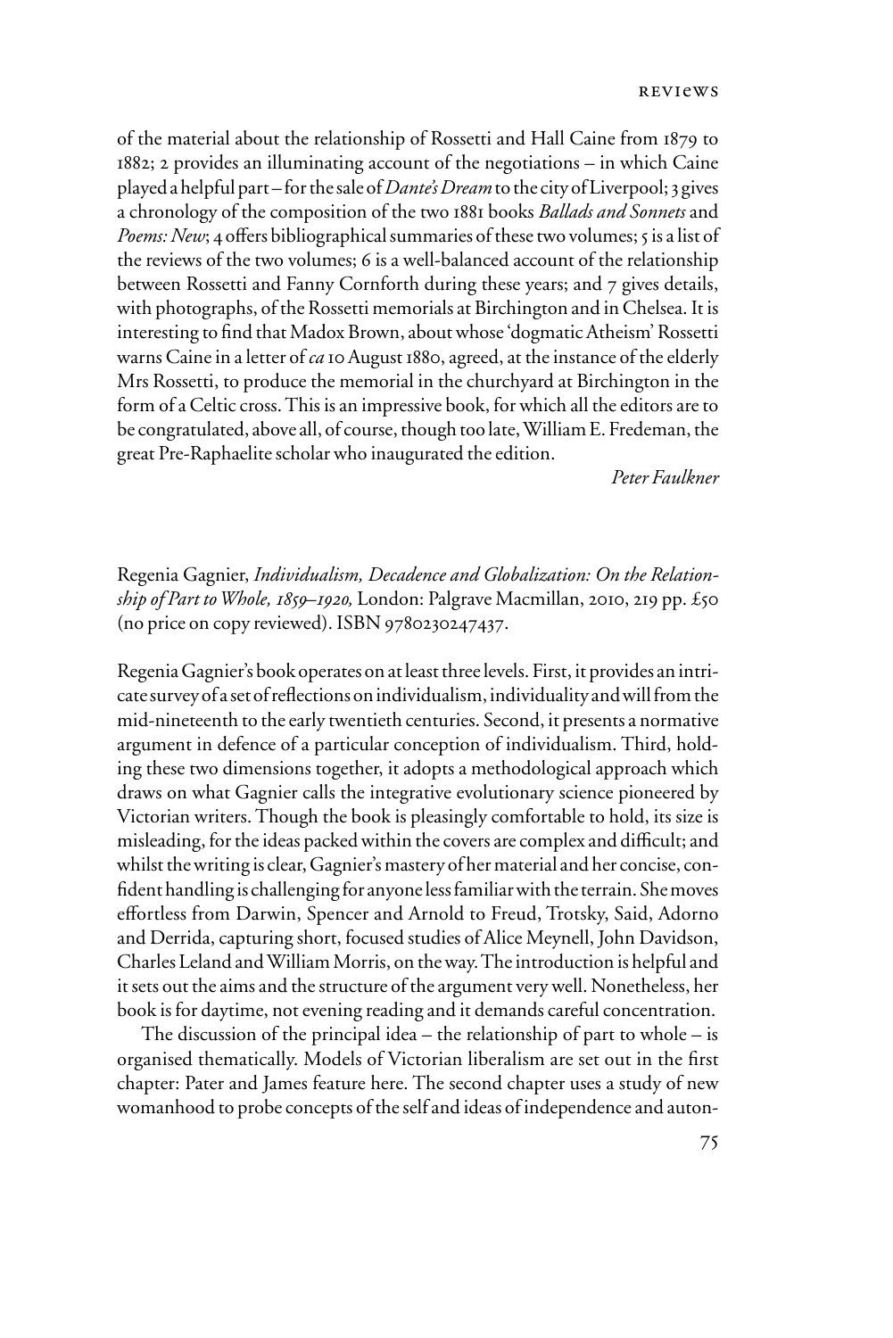of the material about the relationship of Rossetti and Hall Caine from 1879 to 1882; 2 provides an illuminating account of the negotiations – in which Caine played a helpful part – for the sale of *Dante's Dream* to the city of Liverpool; 3 gives a chronology of the composition of the two 1881 books *Ballads and Sonnets* and *Poems: New*; 4 offers bibliographical summaries of these two volumes; 5 is a list of the reviews of the two volumes; 6 is a well-balanced account of the relationship between Rossetti and Fanny Cornforth during these years; and 7 gives details, with photographs, of the Rossetti memorials at Birchington and in Chelsea. It is interesting to find that Madox Brown, about whose 'dogmatic Atheism' Rossetti warns Caine in a letter of *ca* 10 August 1880, agreed, at the instance of the elderly Mrs Rossetti, to produce the memorial in the churchyard at Birchington in the form of a Celtic cross. This is an impressive book, for which all the editors are to be congratulated, above all, of course, though too late, William E. Fredeman, the great Pre-Raphaelite scholar who inaugurated the edition.

*Peter Faulkner*

Regenia Gagnier, *Individualism, Decadence and Globalization: On the Relationship of Part to Whole, 1859–1920,* London: Palgrave Macmillan, 2010, 219 pp. £50 (no price on copy reviewed). ISBN 9780230247437.

Regenia Gagnier's book operates on at least three levels. First, it provides an intricate survey of a set of reflections on individualism, individuality and will from the mid-nineteenth to the early twentieth centuries. Second, it presents a normative argument in defence of a particular conception of individualism. Third, holding these two dimensions together, it adopts a methodological approach which draws on what Gagnier calls the integrative evolutionary science pioneered by Victorian writers. Though the book is pleasingly comfortable to hold, its size is misleading, for the ideas packed within the covers are complex and difficult; and whilst the writing is clear, Gagnier's mastery of her material and her concise, confident handling is challenging for anyone less familiar with the terrain. She moves effortless from Darwin, Spencer and Arnold to Freud, Trotsky, Said, Adorno and Derrida, capturing short, focused studies of Alice Meynell, John Davidson, Charles Leland and William Morris, on the way. The introduction is helpful and it sets out the aims and the structure of the argument very well. Nonetheless, her book is for daytime, not evening reading and it demands careful concentration.

The discussion of the principal idea – the relationship of part to whole – is organised thematically. Models of Victorian liberalism are set out in the first chapter: Pater and James feature here. The second chapter uses a study of new womanhood to probe concepts of the self and ideas of independence and auton-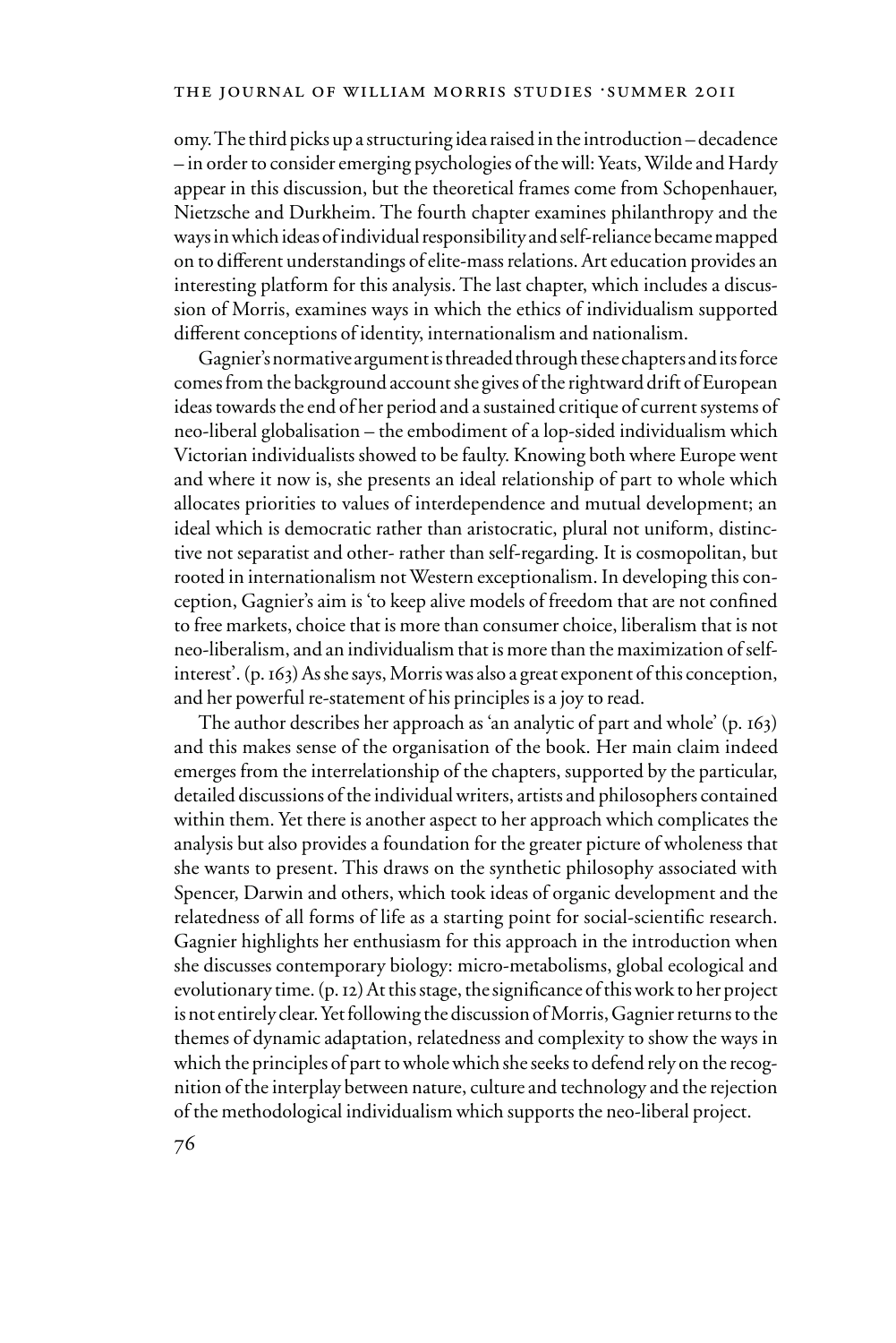omy. The third picks up a structuring idea raised in the introduction – decadence – in order to consider emerging psychologies of the will: Yeats, Wilde and Hardy appear in this discussion, but the theoretical frames come from Schopenhauer, Nietzsche and Durkheim. The fourth chapter examines philanthropy and the ways in which ideas of individual responsibility and self-reliance became mapped on to different understandings of elite-mass relations. Art education provides an interesting platform for this analysis. The last chapter, which includes a discussion of Morris, examines ways in which the ethics of individualism supported different conceptions of identity, internationalism and nationalism.

Gagnier's normative argument is threaded through these chapters and its force comes from the background account she gives of the rightward drift of European ideas towards the end of her period and a sustained critique of current systems of neo-liberal globalisation – the embodiment of a lop-sided individualism which Victorian individualists showed to be faulty. Knowing both where Europe went and where it now is, she presents an ideal relationship of part to whole which allocates priorities to values of interdependence and mutual development; an ideal which is democratic rather than aristocratic, plural not uniform, distinctive not separatist and other- rather than self-regarding. It is cosmopolitan, but rooted in internationalism not Western exceptionalism. In developing this conception, Gagnier's aim is 'to keep alive models of freedom that are not confined to free markets, choice that is more than consumer choice, liberalism that is not neo-liberalism, and an individualism that is more than the maximization of self-interest'. (p. 163) As she says, Morris was also a great exponent of this conception, and her powerful re-statement of his principles is a joy to read.

The author describes her approach as 'an analytic of part and whole' (p. 163) and this makes sense of the organisation of the book. Her main claim indeed emerges from the interrelationship of the chapters, supported by the particular, detailed discussions of the individual writers, artists and philosophers contained within them. Yet there is another aspect to her approach which complicates the analysis but also provides a foundation for the greater picture of wholeness that she wants to present. This draws on the synthetic philosophy associated with Spencer, Darwin and others, which took ideas of organic development and the relatedness of all forms of life as a starting point for social-scientific research. Gagnier highlights her enthusiasm for this approach in the introduction when she discusses contemporary biology: micro-metabolisms, global ecological and evolutionary time. (p. 12) At this stage, the significance of this work to her project is not entirely clear. Yet following the discussion of Morris, Gagnier returns to the themes of dynamic adaptation, relatedness and complexity to show the ways in which the principles of part to whole which she seeks to defend rely on the recognition of the interplay between nature, culture and technology and the rejection of the methodological individualism which supports the neo-liberal project.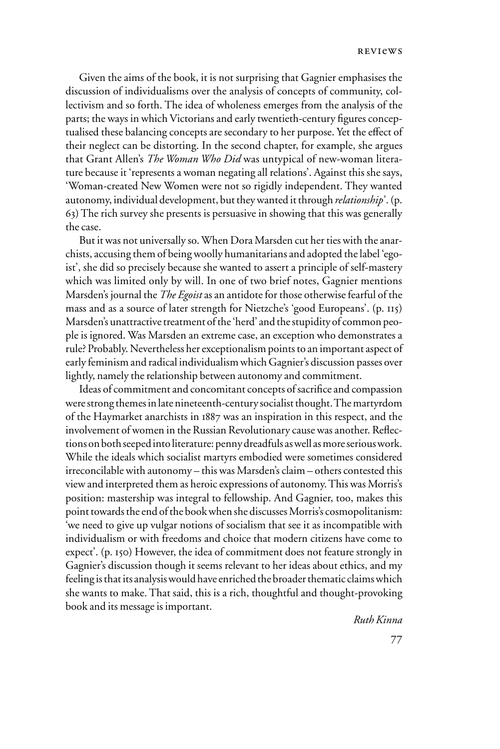Given the aims of the book, it is not surprising that Gagnier emphasises the discussion of individualisms over the analysis of concepts of community, collectivism and so forth. The idea of wholeness emerges from the analysis of the parts; the ways in which Victorians and early twentieth-century figures conceptualised these balancing concepts are secondary to her purpose. Yet the effect of their neglect can be distorting. In the second chapter, for example, she argues that Grant Allen's *The Woman Who Did* was untypical of new-woman literature because it 'represents a woman negating all relations'. Against this she says, 'Woman-created New Women were not so rigidly independent. They wanted autonomy, individual development, but they wanted it through *relationship*'. (p. 63) The rich survey she presents is persuasive in showing that this was generally the case.

But it was not universally so. When Dora Marsden cut her ties with the anarchists, accusing them of being woolly humanitarians and adopted the label 'egoist', she did so precisely because she wanted to assert a principle of self-mastery which was limited only by will. In one of two brief notes, Gagnier mentions Marsden's journal the *The Egoist* as an antidote for those otherwise fearful of the mass and as a source of later strength for Nietzche's 'good Europeans'. (p. 115) Marsden's unattractive treatment of the 'herd' and the stupidity of common people is ignored. Was Marsden an extreme case, an exception who demonstrates a rule? Probably. Nevertheless her exceptionalism points to an important aspect of early feminism and radical individualism which Gagnier's discussion passes over lightly, namely the relationship between autonomy and commitment.

Ideas of commitment and concomitant concepts of sacrifice and compassion were strong themes in late nineteenth-century socialist thought. The martyrdom of the Haymarket anarchists in 1887 was an inspiration in this respect, and the involvement of women in the Russian Revolutionary cause was another. Reflections on both seeped into literature: penny dreadfuls as well as more serious work. While the ideals which socialist martyrs embodied were sometimes considered irreconcilable with autonomy – this was Marsden's claim – others contested this view and interpreted them as heroic expressions of autonomy. This was Morris's position: mastership was integral to fellowship. And Gagnier, too, makes this point towards the end of the book when she discusses Morris's cosmopolitanism: 'we need to give up vulgar notions of socialism that see it as incompatible with individualism or with freedoms and choice that modern citizens have come to expect'. (p. 150) However, the idea of commitment does not feature strongly in Gagnier's discussion though it seems relevant to her ideas about ethics, and my feeling is that its analysis would have enriched the broader thematic claims which she wants to make. That said, this is a rich, thoughtful and thought-provoking book and its message is important.

*Ruth Kinna*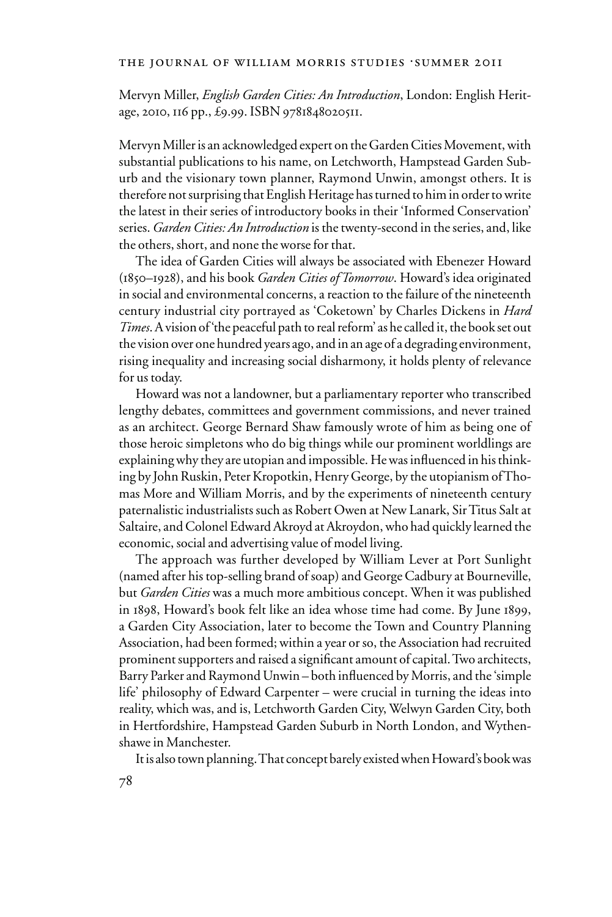Mervyn Miller, *English Garden Cities: An Introduction*, London: English Heritage, 2010, 116 pp., £9.99. ISBN 9781848020511.

Mervyn Miller is an acknowledged expert on the Garden Cities Movement, with substantial publications to his name, on Letchworth, Hampstead Garden Suburb and the visionary town planner, Raymond Unwin, amongst others. It is therefore not surprising that English Heritage has turned to him in order to write the latest in their series of introductory books in their 'Informed Conservation' series. *Garden Cities: An Introduction* is the twenty-second in the series, and, like the others, short, and none the worse for that.

The idea of Garden Cities will always be associated with Ebenezer Howard (1850–1928), and his book *Garden Cities of Tomorrow*. Howard's idea originated in social and environmental concerns, a reaction to the failure of the nineteenth century industrial city portrayed as 'Coketown' by Charles Dickens in *Hard Times*. A vision of 'the peaceful path to real reform' as he called it, the book set out the vision over one hundred years ago, and in an age of a degrading environment, rising inequality and increasing social disharmony, it holds plenty of relevance for us today.

Howard was not a landowner, but a parliamentary reporter who transcribed lengthy debates, committees and government commissions, and never trained as an architect. George Bernard Shaw famously wrote of him as being one of those heroic simpletons who do big things while our prominent worldlings are explaining why they are utopian and impossible. He was influenced in his thinking by John Ruskin, Peter Kropotkin, Henry George, by the utopianism of Thomas More and William Morris, and by the experiments of nineteenth century paternalistic industrialists such as Robert Owen at New Lanark, Sir Titus Salt at Saltaire, and Colonel Edward Akroyd at Akroydon, who had quickly learned the economic, social and advertising value of model living.

The approach was further developed by William Lever at Port Sunlight (named after his top-selling brand of soap) and George Cadbury at Bourneville, but *Garden Cities* was a much more ambitious concept. When it was published in 1898, Howard's book felt like an idea whose time had come. By June 1899, a Garden City Association, later to become the Town and Country Planning Association, had been formed; within a year or so, the Association had recruited prominent supporters and raised a significant amount of capital. Two architects, Barry Parker and Raymond Unwin – both influenced by Morris, and the 'simple life' philosophy of Edward Carpenter – were crucial in turning the ideas into reality, which was, and is, Letchworth Garden City, Welwyn Garden City, both in Hertfordshire, Hampstead Garden Suburb in North London, and Wythenshawe in Manchester.

It is also town planning. That concept barely existed when Howard's book was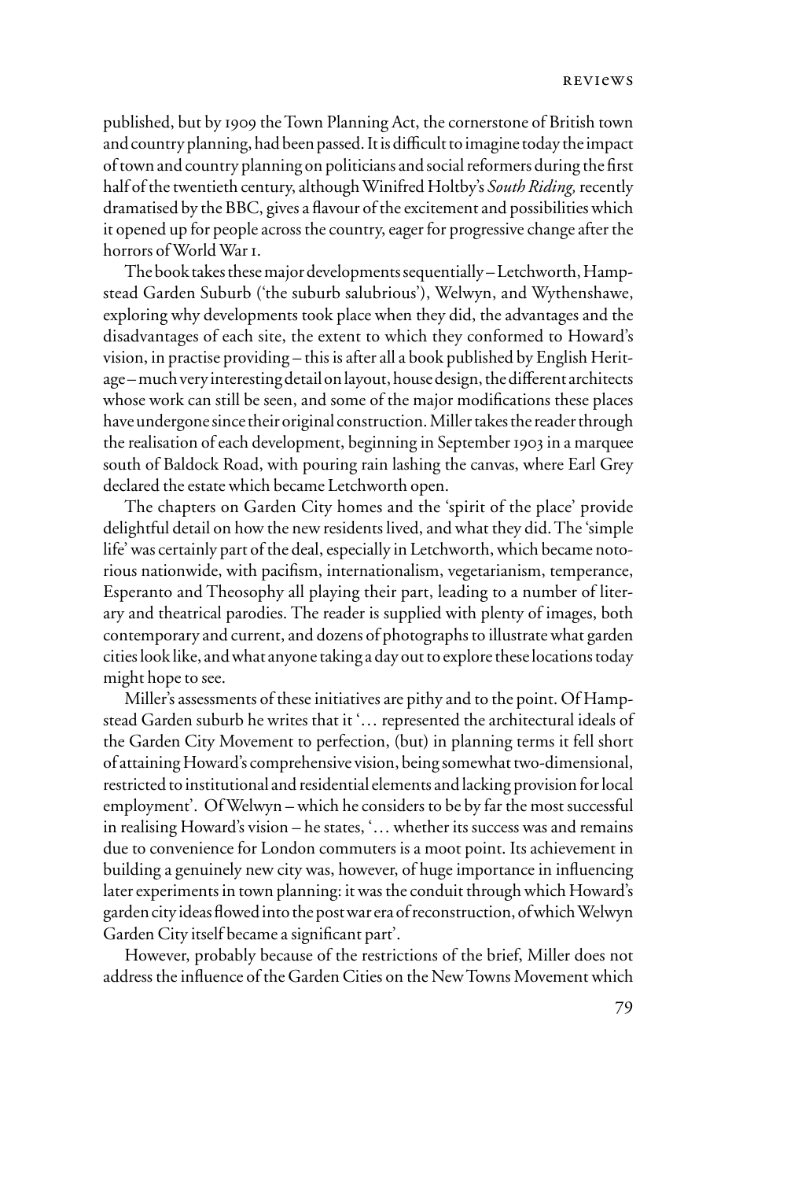published, but by 1909 the Town Planning Act, the cornerstone of British town and country planning, had been passed. It is difficult to imagine today the impact of town and country planning on politicians and social reformers during the first half of the twentieth century, although Winifred Holtby's *South Riding,* recently dramatised by the BBC, gives a flavour of the excitement and possibilities which it opened up for people across the country, eager for progressive change after the horrors of World War I.

The book takes these major developments sequentially – Letchworth, Hampstead Garden Suburb ('the suburb salubrious'), Welwyn, and Wythenshawe, exploring why developments took place when they did, the advantages and the disadvantages of each site, the extent to which they conformed to Howard's vision, in practise providing – this is after all a book published by English Heritage – much very interesting detail on layout, house design, the different architects whose work can still be seen, and some of the major modifications these places have undergone since their original construction. Miller takes the reader through the realisation of each development, beginning in September 1903 in a marquee south of Baldock Road, with pouring rain lashing the canvas, where Earl Grey declared the estate which became Letchworth open.

The chapters on Garden City homes and the 'spirit of the place' provide delightful detail on how the new residents lived, and what they did. The 'simple life' was certainly part of the deal, especially in Letchworth, which became notorious nationwide, with pacifism, internationalism, vegetarianism, temperance, Esperanto and Theosophy all playing their part, leading to a number of literary and theatrical parodies. The reader is supplied with plenty of images, both contemporary and current, and dozens of photographs to illustrate what garden cities look like, and what anyone taking a day out to explore these locations today might hope to see.

Miller's assessments of these initiatives are pithy and to the point. Of Hampstead Garden suburb he writes that it '… represented the architectural ideals of the Garden City Movement to perfection, (but) in planning terms it fell short of attaining Howard's comprehensive vision, being somewhat two-dimensional, restricted to institutional and residential elements and lacking provision for local employment'. Of Welwyn – which he considers to be by far the most successful in realising Howard's vision – he states, '… whether its success was and remains due to convenience for London commuters is a moot point. Its achievement in building a genuinely new city was, however, of huge importance in influencing later experiments in town planning: it was the conduit through which Howard's garden city ideas flowed into the post war era of reconstruction, of which Welwyn Garden City itself became a significant part'.

However, probably because of the restrictions of the brief, Miller does not address the influence of the Garden Cities on the New Towns Movement which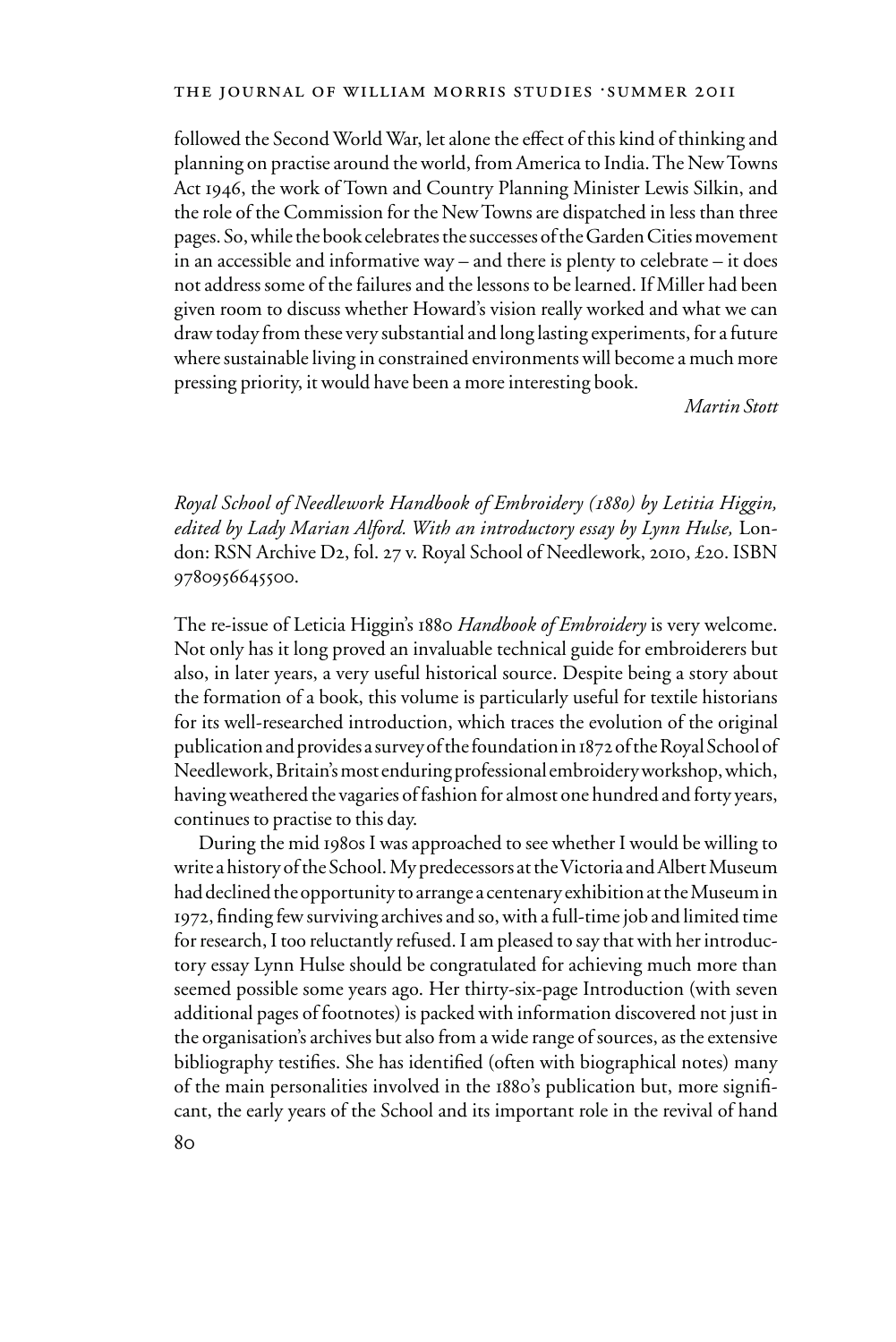followed the Second World War, let alone the effect of this kind of thinking and planning on practise around the world, from America to India. The New Towns Act 1946, the work of Town and Country Planning Minister Lewis Silkin, and the role of the Commission for the New Towns are dispatched in less than three pages. So, while the book celebrates the successes of the Garden Cities movement in an accessible and informative way – and there is plenty to celebrate – it does not address some of the failures and the lessons to be learned. If Miller had been given room to discuss whether Howard's vision really worked and what we can draw today from these very substantial and long lasting experiments, for a future where sustainable living in constrained environments will become a much more pressing priority, it would have been a more interesting book.

*Martin Stott*

*Royal School of Needlework Handbook of Embroidery (1880) by Letitia Higgin, edited by Lady Marian Alford. With an introductory essay by Lynn Hulse,* London: RSN Archive D2, fol. 27 v. Royal School of Needlework, 2010, £20. ISBN 9780956645500.

The re-issue of Leticia Higgin's 1880 *Handbook of Embroidery* is very welcome. Not only has it long proved an invaluable technical guide for embroiderers but also, in later years, a very useful historical source. Despite being a story about the formation of a book, this volume is particularly useful for textile historians for its well-researched introduction, which traces the evolution of the original publication and provides a survey of the foundation in 1872 of the Royal School of Needlework, Britain's most enduring professional embroidery workshop, which, having weathered the vagaries of fashion for almost one hundred and forty years, continues to practise to this day.

During the mid 1980s I was approached to see whether I would be willing to write a history of the School. My predecessors at the Victoria and Albert Museum had declined the opportunity to arrange a centenary exhibition at the Museum in 1972, finding few surviving archives and so, with a full-time job and limited time for research, I too reluctantly refused. I am pleased to say that with her introductory essay Lynn Hulse should be congratulated for achieving much more than seemed possible some years ago. Her thirty-six-page Introduction (with seven additional pages of footnotes) is packed with information discovered not just in the organisation's archives but also from a wide range of sources, as the extensive bibliography testifies. She has identified (often with biographical notes) many of the main personalities involved in the 1880's publication but, more significant, the early years of the School and its important role in the revival of hand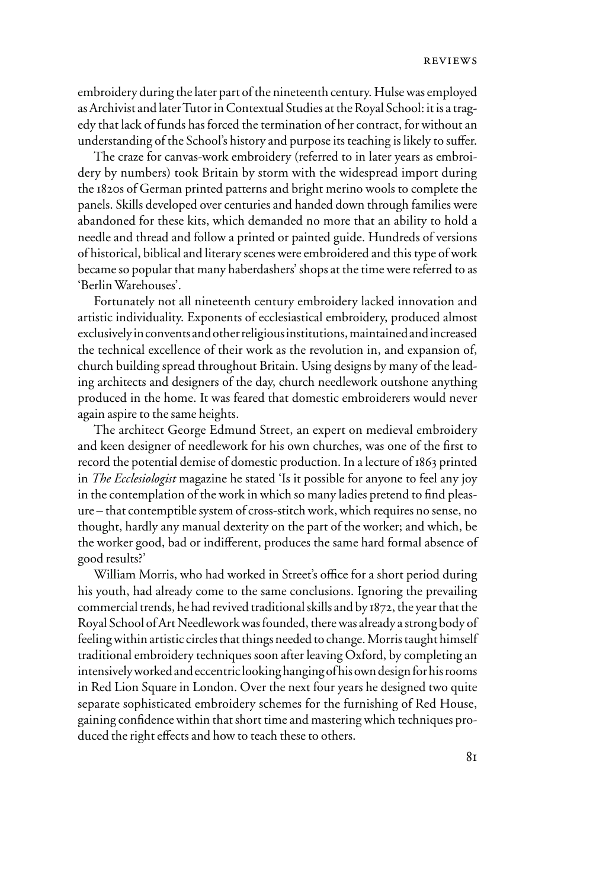embroidery during the later part of the nineteenth century. Hulse was employed as Archivist and later Tutor in Contextual Studies at the Royal School: it is a tragedy that lack of funds has forced the termination of her contract, for without an understanding of the School's history and purpose its teaching is likely to suffer.

The craze for canvas-work embroidery (referred to in later years as embroidery by numbers) took Britain by storm with the widespread import during the 1820s of German printed patterns and bright merino wools to complete the panels. Skills developed over centuries and handed down through families were abandoned for these kits, which demanded no more that an ability to hold a needle and thread and follow a printed or painted guide. Hundreds of versions of historical, biblical and literary scenes were embroidered and this type of work became so popular that many haberdashers' shops at the time were referred to as 'Berlin Warehouses'.

Fortunately not all nineteenth century embroidery lacked innovation and artistic individuality. Exponents of ecclesiastical embroidery, produced almost exclusively in convents and other religious institutions, maintained and increased the technical excellence of their work as the revolution in, and expansion of, church building spread throughout Britain. Using designs by many of the leading architects and designers of the day, church needlework outshone anything produced in the home. It was feared that domestic embroiderers would never again aspire to the same heights.

The architect George Edmund Street, an expert on medieval embroidery and keen designer of needlework for his own churches, was one of the first to record the potential demise of domestic production. In a lecture of 1863 printed in *The Ecclesiologist* magazine he stated 'Is it possible for anyone to feel any joy in the contemplation of the work in which so many ladies pretend to find pleasure – that contemptible system of cross-stitch work, which requires no sense, no thought, hardly any manual dexterity on the part of the worker; and which, be the worker good, bad or indifferent, produces the same hard formal absence of good results?'

William Morris, who had worked in Street's office for a short period during his youth, had already come to the same conclusions. Ignoring the prevailing commercial trends, he had revived traditional skills and by 1872, the year that the Royal School of Art Needlework was founded, there was already a strong body of feeling within artistic circles that things needed to change. Morris taught himself traditional embroidery techniques soon after leaving Oxford, by completing an intensively worked and eccentric looking hanging of his own design for his rooms in Red Lion Square in London. Over the next four years he designed two quite separate sophisticated embroidery schemes for the furnishing of Red House, gaining confidence within that short time and mastering which techniques produced the right effects and how to teach these to others.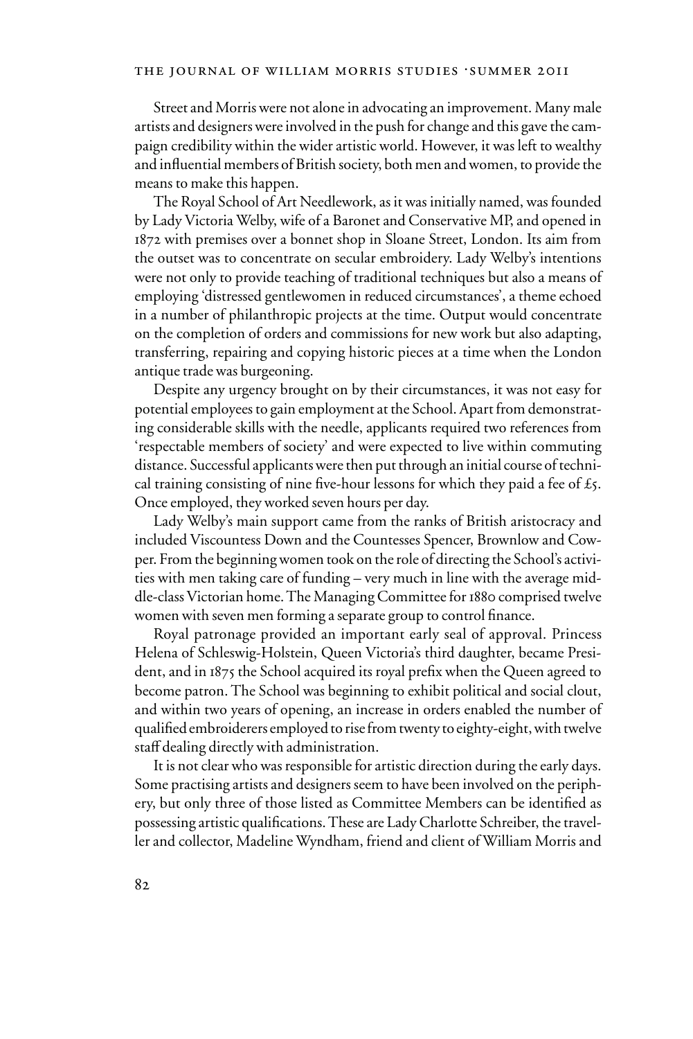Street and Morris were not alone in advocating an improvement. Many male artists and designers were involved in the push for change and this gave the campaign credibility within the wider artistic world. However, it was left to wealthy and influential members of British society, both men and women, to provide the means to make this happen.

The Royal School of Art Needlework, as it was initially named, was founded by Lady Victoria Welby, wife of a Baronet and Conservative MP, and opened in 1872 with premises over a bonnet shop in Sloane Street, London. Its aim from the outset was to concentrate on secular embroidery. Lady Welby's intentions were not only to provide teaching of traditional techniques but also a means of employing 'distressed gentlewomen in reduced circumstances', a theme echoed in a number of philanthropic projects at the time. Output would concentrate on the completion of orders and commissions for new work but also adapting, transferring, repairing and copying historic pieces at a time when the London antique trade was burgeoning.

Despite any urgency brought on by their circumstances, it was not easy for potential employees to gain employment at the School. Apart from demonstrating considerable skills with the needle, applicants required two references from 'respectable members of society' and were expected to live within commuting distance. Successful applicants were then put through an initial course of technical training consisting of nine five-hour lessons for which they paid a fee of £5. Once employed, they worked seven hours per day.

Lady Welby's main support came from the ranks of British aristocracy and included Viscountess Down and the Countesses Spencer, Brownlow and Cowper. From the beginning women took on the role of directing the School's activities with men taking care of funding – very much in line with the average middle-class Victorian home. The Managing Committee for 1880 comprised twelve women with seven men forming a separate group to control finance.

Royal patronage provided an important early seal of approval. Princess Helena of Schleswig-Holstein, Queen Victoria's third daughter, became President, and in 1875 the School acquired its royal prefix when the Queen agreed to become patron. The School was beginning to exhibit political and social clout, and within two years of opening, an increase in orders enabled the number of qualified embroiderers employed to rise from twenty to eighty-eight, with twelve staff dealing directly with administration.

It is not clear who was responsible for artistic direction during the early days. Some practising artists and designers seem to have been involved on the periphery, but only three of those listed as Committee Members can be identified as possessing artistic qualifications. These are Lady Charlotte Schreiber, the traveller and collector, Madeline Wyndham, friend and client of William Morris and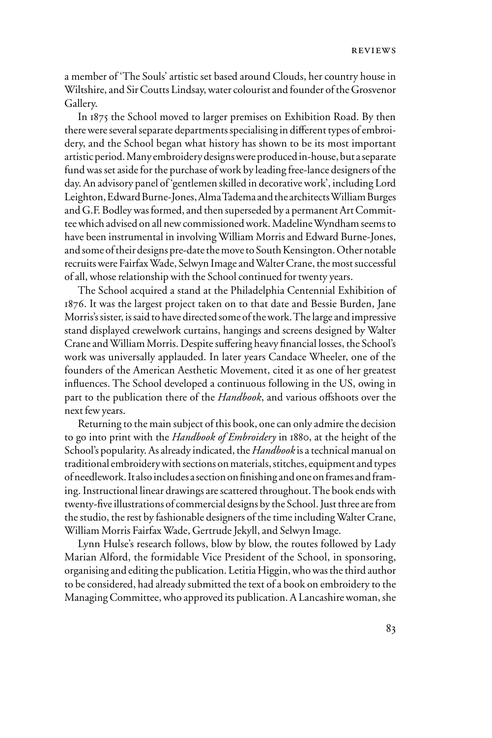a member of 'The Souls' artistic set based around Clouds, her country house in Wiltshire, and Sir Coutts Lindsay, water colourist and founder of the Grosvenor Gallery.

In 1875 the School moved to larger premises on Exhibition Road. By then there were several separate departments specialising in different types of embroidery, and the School began what history has shown to be its most important artistic period. Many embroidery designs were produced in-house, but a separate fund was set aside for the purchase of work by leading free-lance designers of the day. An advisory panel of 'gentlemen skilled in decorative work', including Lord Leighton, Edward Burne-Jones, Alma Tadema and the architects William Burges and G.F. Bodley was formed, and then superseded by a permanent Art Committee which advised on all new commissioned work. Madeline Wyndham seems to have been instrumental in involving William Morris and Edward Burne-Jones, and some of their designs pre-date the move to South Kensington. Other notable recruits were Fairfax Wade, Selwyn Image and Walter Crane, the most successful of all, whose relationship with the School continued for twenty years.

The School acquired a stand at the Philadelphia Centennial Exhibition of 1876. It was the largest project taken on to that date and Bessie Burden, Jane Morris's sister, is said to have directed some of the work. The large and impressive stand displayed crewelwork curtains, hangings and screens designed by Walter Crane and William Morris. Despite suffering heavy financial losses, the School's work was universally applauded. In later years Candace Wheeler, one of the founders of the American Aesthetic Movement, cited it as one of her greatest influences. The School developed a continuous following in the US, owing in part to the publication there of the *Handbook*, and various offshoots over the next few years.

Returning to the main subject of this book, one can only admire the decision to go into print with the *Handbook of Embroidery* in 1880, at the height of the School's popularity. As already indicated, the *Handbook* is a technical manual on traditional embroidery with sections on materials, stitches, equipment and types of needlework. It also includes a section on finishing and one on frames and framing. Instructional linear drawings are scattered throughout. The book ends with twenty-five illustrations of commercial designs by the School. Just three are from the studio, the rest by fashionable designers of the time including Walter Crane, William Morris Fairfax Wade, Gertrude Jekyll, and Selwyn Image.

Lynn Hulse's research follows, blow by blow, the routes followed by Lady Marian Alford, the formidable Vice President of the School, in sponsoring, organising and editing the publication. Letitia Higgin, who was the third author to be considered, had already submitted the text of a book on embroidery to the Managing Committee, who approved its publication. A Lancashire woman, she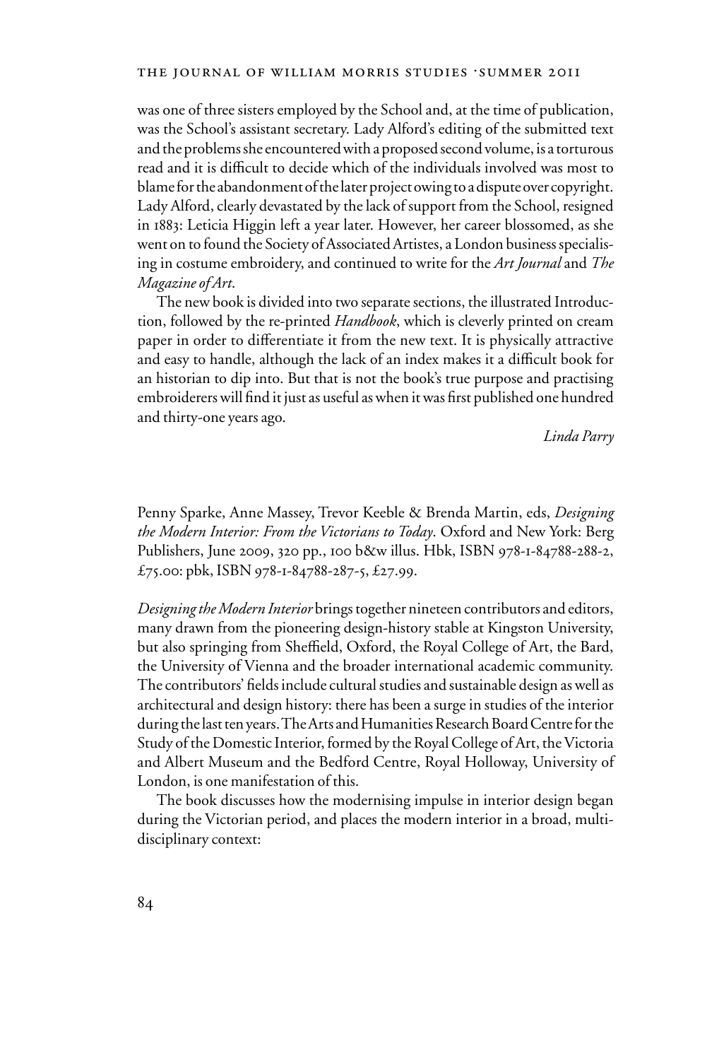was one of three sisters employed by the School and, at the time of publication, was the School's assistant secretary. Lady Alford's editing of the submitted text and the problems she encountered with a proposed second volume, is a torturous read and it is difficult to decide which of the individuals involved was most to blame for the abandonment of the later project owing to a dispute over copyright. Lady Alford, clearly devastated by the lack of support from the School, resigned in 1883: Leticia Higgin left a year later. However, her career blossomed, as she went on to found the Society of Associated Artistes, a London business specialising in costume embroidery, and continued to write for the *Art Journal* and *The Magazine of Art*.

The new book is divided into two separate sections, the illustrated Introduction, followed by the re-printed *Handbook*, which is cleverly printed on cream paper in order to differentiate it from the new text. It is physically attractive and easy to handle, although the lack of an index makes it a difficult book for an historian to dip into. But that is not the book's true purpose and practising embroiderers will find it just as useful as when it was first published one hundred and thirty-one years ago.

*Linda Parry*

Penny Sparke, Anne Massey, Trevor Keeble & Brenda Martin, eds, *Designing the Modern Interior: From the Victorians to Today*. Oxford and New York: Berg Publishers, June 2009, 320 pp., 100 b&w illus. Hbk, ISBN 978-1-84788-288-2, £75.00: pbk, ISBN 978-1-84788-287-5, £27.99.

*Designing the Modern Interior* brings together nineteen contributors and editors, many drawn from the pioneering design-history stable at Kingston University, but also springing from Sheffield, Oxford, the Royal College of Art, the Bard, the University of Vienna and the broader international academic community. The contributors' fields include cultural studies and sustainable design as well as architectural and design history: there has been a surge in studies of the interior during the last ten years. The Arts and Humanities Research Board Centre for the Study of the Domestic Interior, formed by the Royal College of Art, the Victoria and Albert Museum and the Bedford Centre, Royal Holloway, University of London, is one manifestation of this.

The book discusses how the modernising impulse in interior design began during the Victorian period, and places the modern interior in a broad, multidisciplinary context: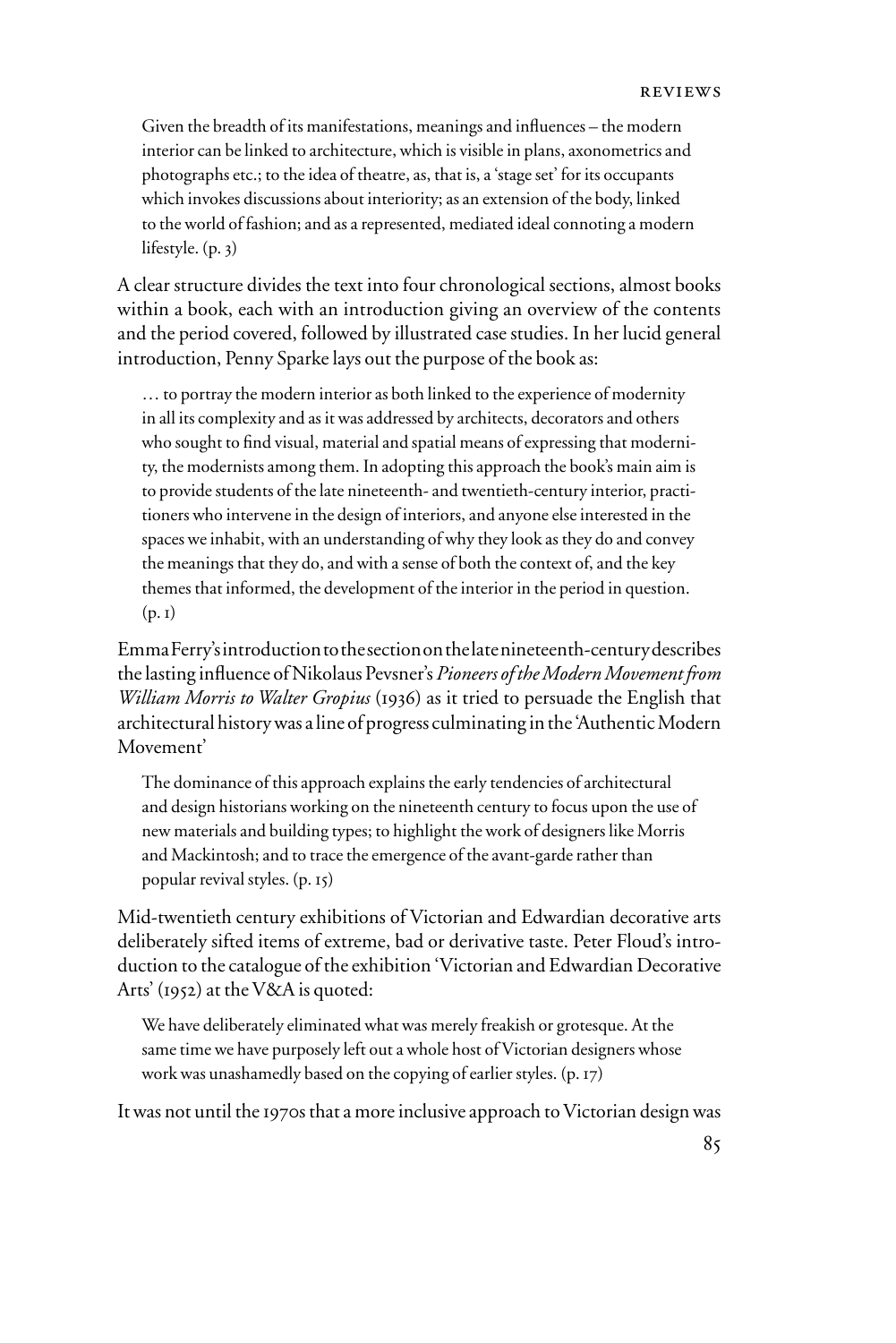> Given the breadth of its manifestations, meanings and influences – the modern interior can be linked to architecture, which is visible in plans, axonometrics and photographs etc.; to the idea of theatre, as, that is, a 'stage set' for its occupants which invokes discussions about interiority; as an extension of the body, linked to the world of fashion; and as a represented, mediated ideal connoting a modern lifestyle. (p. 3)

A clear structure divides the text into four chronological sections, almost books within a book, each with an introduction giving an overview of the contents and the period covered, followed by illustrated case studies. In her lucid general introduction, Penny Sparke lays out the purpose of the book as:

> … to portray the modern interior as both linked to the experience of modernity in all its complexity and as it was addressed by architects, decorators and others who sought to find visual, material and spatial means of expressing that modernity, the modernists among them. In adopting this approach the book's main aim is to provide students of the late nineteenth- and twentieth-century interior, practitioners who intervene in the design of interiors, and anyone else interested in the spaces we inhabit, with an understanding of why they look as they do and convey the meanings that they do, and with a sense of both the context of, and the key themes that informed, the development of the interior in the period in question. (p. 1)

Emma Ferry's introduction to the section on the late nineteenth-century describes the lasting influence of Nikolaus Pevsner's *Pioneers of the Modern Movement from William Morris to Walter Gropius* (1936) as it tried to persuade the English that architectural history was a line of progress culminating in the 'Authentic Modern Movement'

> The dominance of this approach explains the early tendencies of architectural and design historians working on the nineteenth century to focus upon the use of new materials and building types; to highlight the work of designers like Morris and Mackintosh; and to trace the emergence of the avant-garde rather than popular revival styles. (p. 15)

Mid-twentieth century exhibitions of Victorian and Edwardian decorative arts deliberately sifted items of extreme, bad or derivative taste. Peter Floud's introduction to the catalogue of the exhibition 'Victorian and Edwardian Decorative Arts' (1952) at the V&A is quoted:

> We have deliberately eliminated what was merely freakish or grotesque. At the same time we have purposely left out a whole host of Victorian designers whose work was unashamedly based on the copying of earlier styles. (p. 17)

It was not until the 1970s that a more inclusive approach to Victorian design was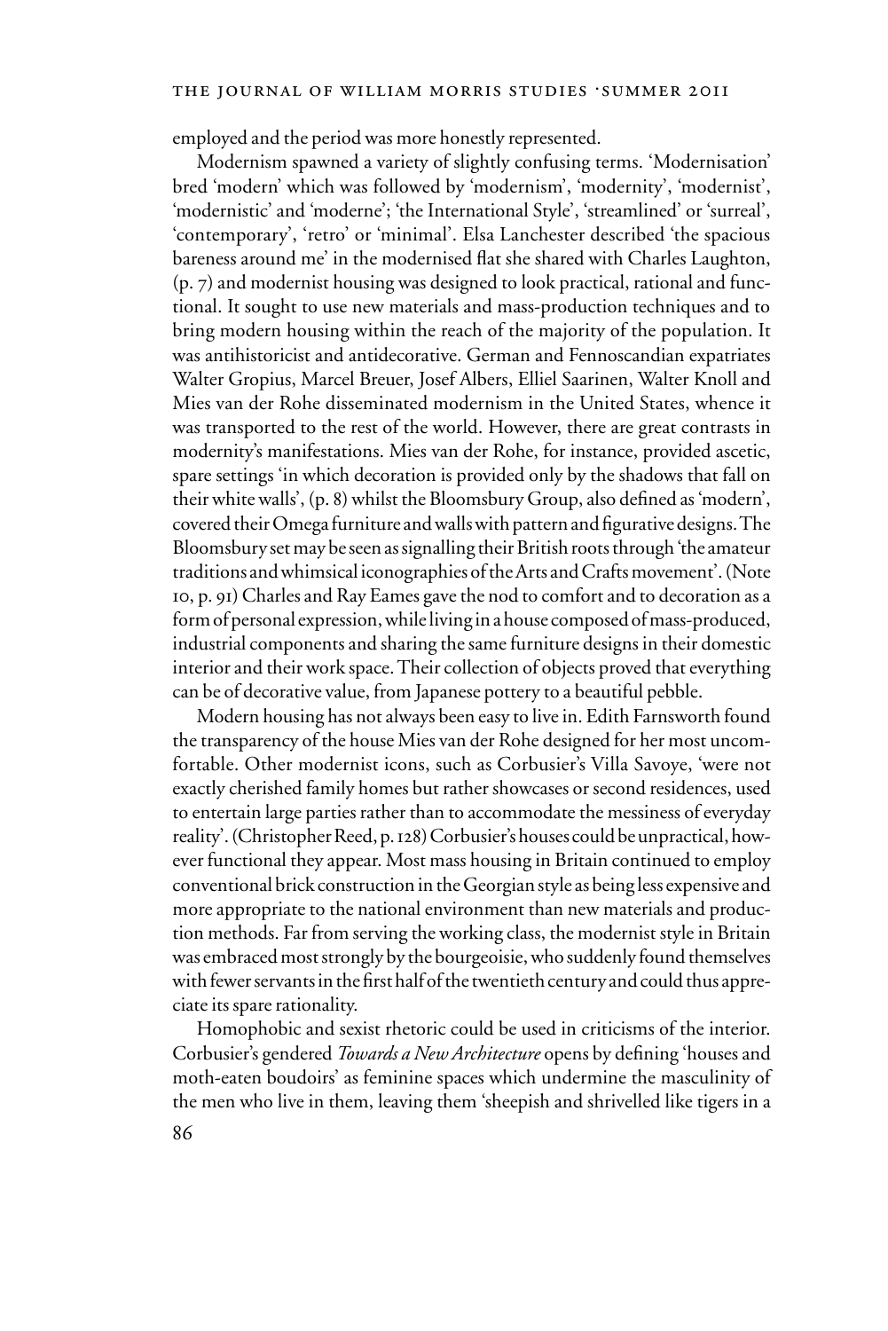employed and the period was more honestly represented.

Modernism spawned a variety of slightly confusing terms. 'Modernisation' bred 'modern' which was followed by 'modernism', 'modernity', 'modernist', 'modernistic' and 'moderne'; 'the International Style', 'streamlined' or 'surreal', 'contemporary', 'retro' or 'minimal'. Elsa Lanchester described 'the spacious bareness around me' in the modernised flat she shared with Charles Laughton, (p. 7) and modernist housing was designed to look practical, rational and functional. It sought to use new materials and mass-production techniques and to bring modern housing within the reach of the majority of the population. It was antihistoricist and antidecorative. German and Fennoscandian expatriates Walter Gropius, Marcel Breuer, Josef Albers, Elliel Saarinen, Walter Knoll and Mies van der Rohe disseminated modernism in the United States, whence it was transported to the rest of the world. However, there are great contrasts in modernity's manifestations. Mies van der Rohe, for instance, provided ascetic, spare settings 'in which decoration is provided only by the shadows that fall on their white walls', (p. 8) whilst the Bloomsbury Group, also defined as 'modern', covered their Omega furniture and walls with pattern and figurative designs. The Bloomsbury set may be seen as signalling their British roots through 'the amateur traditions and whimsical iconographies of the Arts and Crafts movement'. (Note 10, p. 91) Charles and Ray Eames gave the nod to comfort and to decoration as a form of personal expression, while living in a house composed of mass-produced, industrial components and sharing the same furniture designs in their domestic interior and their work space. Their collection of objects proved that everything can be of decorative value, from Japanese pottery to a beautiful pebble.

Modern housing has not always been easy to live in. Edith Farnsworth found the transparency of the house Mies van der Rohe designed for her most uncomfortable. Other modernist icons, such as Corbusier's Villa Savoye, 'were not exactly cherished family homes but rather showcases or second residences, used to entertain large parties rather than to accommodate the messiness of everyday reality'. (Christopher Reed, p. 128) Corbusier's houses could be unpractical, however functional they appear. Most mass housing in Britain continued to employ conventional brick construction in the Georgian style as being less expensive and more appropriate to the national environment than new materials and production methods. Far from serving the working class, the modernist style in Britain was embraced most strongly by the bourgeoisie, who suddenly found themselves with fewer servants in the first half of the twentieth century and could thus appreciate its spare rationality.

Homophobic and sexist rhetoric could be used in criticisms of the interior. Corbusier's gendered *Towards a New Architecture* opens by defining 'houses and moth-eaten boudoirs' as feminine spaces which undermine the masculinity of the men who live in them, leaving them 'sheepish and shrivelled like tigers in a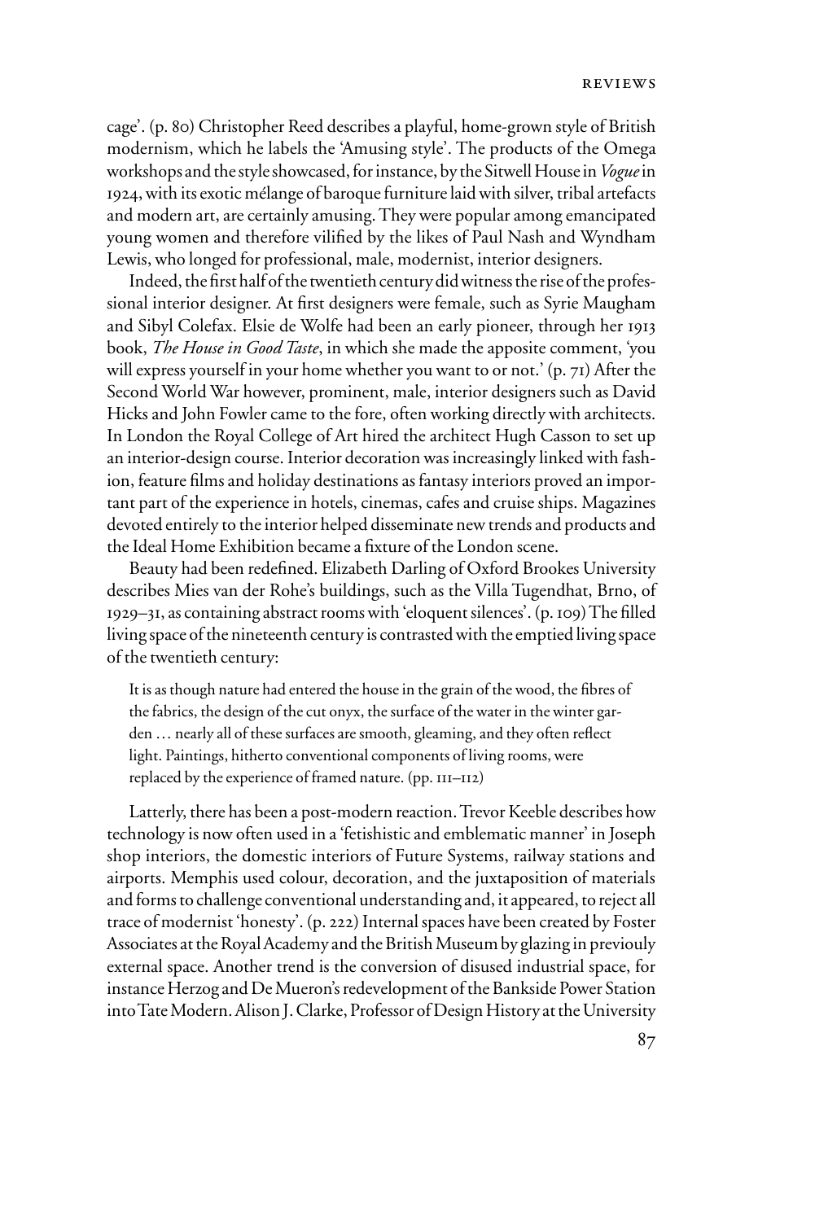cage'. (p. 80) Christopher Reed describes a playful, home-grown style of British modernism, which he labels the 'Amusing style'. The products of the Omega workshops and the style showcased, for instance, by the Sitwell House in *Vogue* in 1924, with its exotic mélange of baroque furniture laid with silver, tribal artefacts and modern art, are certainly amusing. They were popular among emancipated young women and therefore vilified by the likes of Paul Nash and Wyndham Lewis, who longed for professional, male, modernist, interior designers.

Indeed, the first half of the twentieth century did witness the rise of the professional interior designer. At first designers were female, such as Syrie Maugham and Sibyl Colefax. Elsie de Wolfe had been an early pioneer, through her 1913 book, *The House in Good Taste*, in which she made the apposite comment, 'you will express yourself in your home whether you want to or not.' (p. 71) After the Second World War however, prominent, male, interior designers such as David Hicks and John Fowler came to the fore, often working directly with architects. In London the Royal College of Art hired the architect Hugh Casson to set up an interior-design course. Interior decoration was increasingly linked with fashion, feature films and holiday destinations as fantasy interiors proved an important part of the experience in hotels, cinemas, cafes and cruise ships. Magazines devoted entirely to the interior helped disseminate new trends and products and the Ideal Home Exhibition became a fixture of the London scene.

Beauty had been redefined. Elizabeth Darling of Oxford Brookes University describes Mies van der Rohe's buildings, such as the Villa Tugendhat, Brno, of 1929–31, as containing abstract rooms with 'eloquent silences'. (p. 109) The filled living space of the nineteenth century is contrasted with the emptied living space of the twentieth century:

> It is as though nature had entered the house in the grain of the wood, the fibres of the fabrics, the design of the cut onyx, the surface of the water in the winter garden … nearly all of these surfaces are smooth, gleaming, and they often reflect light. Paintings, hitherto conventional components of living rooms, were replaced by the experience of framed nature. (pp. 111–112)

Latterly, there has been a post-modern reaction. Trevor Keeble describes how technology is now often used in a 'fetishistic and emblematic manner' in Joseph shop interiors, the domestic interiors of Future Systems, railway stations and airports. Memphis used colour, decoration, and the juxtaposition of materials and forms to challenge conventional understanding and, it appeared, to reject all trace of modernist 'honesty'. (p. 222) Internal spaces have been created by Foster Associates at the Royal Academy and the British Museum by glazing in previouly external space. Another trend is the conversion of disused industrial space, for instance Herzog and De Mueron's redevelopment of the Bankside Power Station into Tate Modern. Alison J. Clarke, Professor of Design History at the University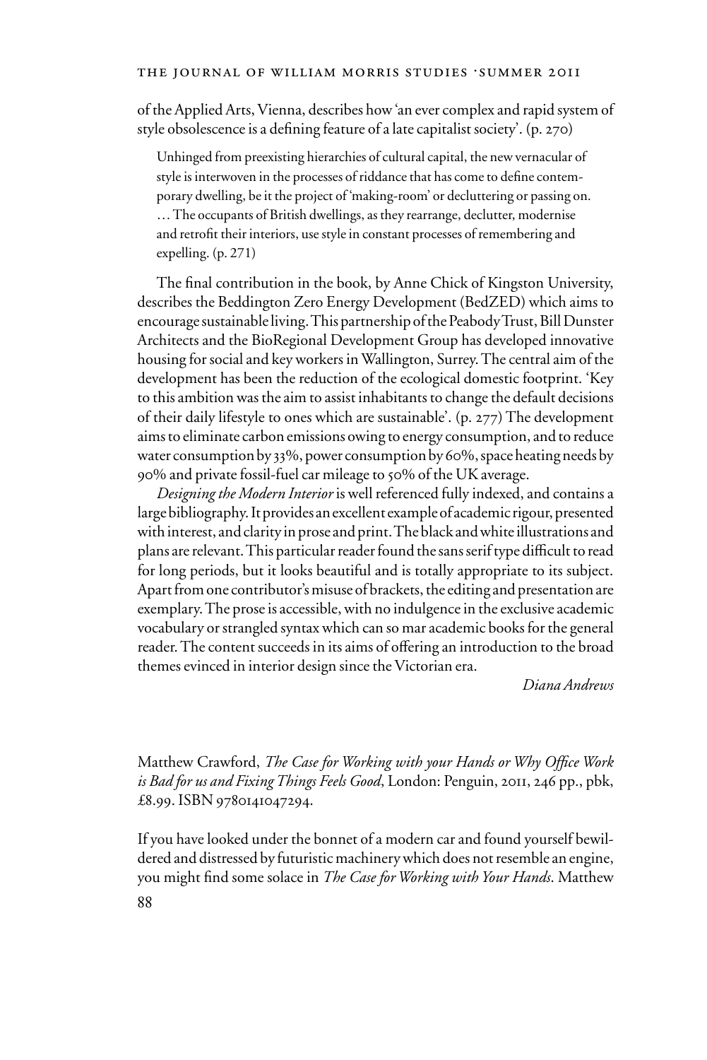of the Applied Arts, Vienna, describes how 'an ever complex and rapid system of style obsolescence is a defining feature of a late capitalist society'. (p. 270)

> Unhinged from preexisting hierarchies of cultural capital, the new vernacular of style is interwoven in the processes of riddance that has come to define contemporary dwelling, be it the project of 'making-room' or decluttering or passing on. … The occupants of British dwellings, as they rearrange, declutter, modernise and retrofit their interiors, use style in constant processes of remembering and expelling. (p. 271)

The final contribution in the book, by Anne Chick of Kingston University, describes the Beddington Zero Energy Development (BedZED) which aims to encourage sustainable living. This partnership of the Peabody Trust, Bill Dunster Architects and the BioRegional Development Group has developed innovative housing for social and key workers in Wallington, Surrey. The central aim of the development has been the reduction of the ecological domestic footprint. 'Key to this ambition was the aim to assist inhabitants to change the default decisions of their daily lifestyle to ones which are sustainable'. (p. 277) The development aims to eliminate carbon emissions owing to energy consumption, and to reduce water consumption by 33%, power consumption by 60%, space heating needs by 90% and private fossil-fuel car mileage to 50% of the UK average.

*Designing the Modern Interior* is well referenced fully indexed, and contains a large bibliography. It provides an excellent example of academic rigour, presented with interest, and clarity in prose and print. The black and white illustrations and plans are relevant. This particular reader found the sans serif type difficult to read for long periods, but it looks beautiful and is totally appropriate to its subject. Apart from one contributor's misuse of brackets, the editing and presentation are exemplary. The prose is accessible, with no indulgence in the exclusive academic vocabulary or strangled syntax which can so mar academic books for the general reader. The content succeeds in its aims of offering an introduction to the broad themes evinced in interior design since the Victorian era.

*Diana Andrews*

Matthew Crawford, *The Case for Working with your Hands or Why Office Work is Bad for us and Fixing Things Feels Good*, London: Penguin, 2011, 246 pp., pbk, £8.99. ISBN 9780141047294.

If you have looked under the bonnet of a modern car and found yourself bewildered and distressed by futuristic machinery which does not resemble an engine, you might find some solace in *The Case for Working with Your Hands*. Matthew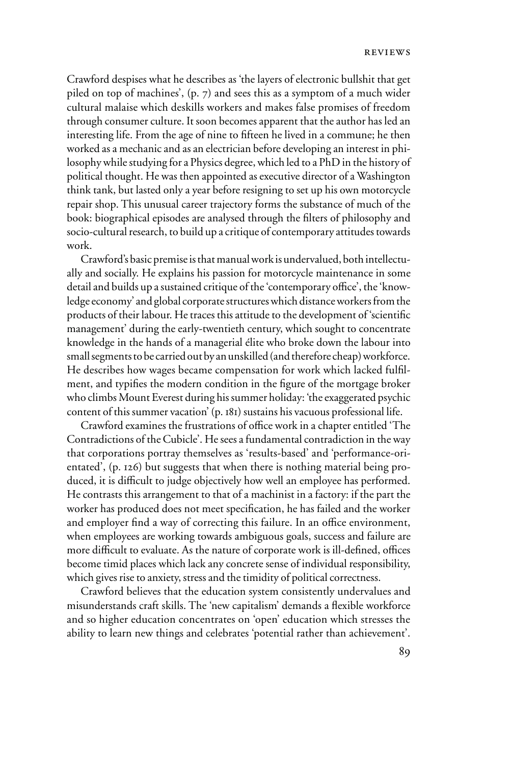Crawford despises what he describes as 'the layers of electronic bullshit that get piled on top of machines', (p. 7) and sees this as a symptom of a much wider cultural malaise which deskills workers and makes false promises of freedom through consumer culture. It soon becomes apparent that the author has led an interesting life. From the age of nine to fifteen he lived in a commune; he then worked as a mechanic and as an electrician before developing an interest in philosophy while studying for a Physics degree, which led to a PhD in the history of political thought. He was then appointed as executive director of a Washington think tank, but lasted only a year before resigning to set up his own motorcycle repair shop. This unusual career trajectory forms the substance of much of the book: biographical episodes are analysed through the filters of philosophy and socio-cultural research, to build up a critique of contemporary attitudes towards work.

Crawford's basic premise is that manual work is undervalued, both intellectually and socially. He explains his passion for motorcycle maintenance in some detail and builds up a sustained critique of the 'contemporary office', the 'knowledge economy' and global corporate structures which distance workers from the products of their labour. He traces this attitude to the development of 'scientific management' during the early-twentieth century, which sought to concentrate knowledge in the hands of a managerial élite who broke down the labour into small segments to be carried out by an unskilled (and therefore cheap) workforce. He describes how wages became compensation for work which lacked fulfilment, and typifies the modern condition in the figure of the mortgage broker who climbs Mount Everest during his summer holiday: 'the exaggerated psychic content of this summer vacation' (p. 181) sustains his vacuous professional life.

Crawford examines the frustrations of office work in a chapter entitled 'The Contradictions of the Cubicle'. He sees a fundamental contradiction in the way that corporations portray themselves as 'results-based' and 'performance-orientated', (p. 126) but suggests that when there is nothing material being produced, it is difficult to judge objectively how well an employee has performed. He contrasts this arrangement to that of a machinist in a factory: if the part the worker has produced does not meet specification, he has failed and the worker and employer find a way of correcting this failure. In an office environment, when employees are working towards ambiguous goals, success and failure are more difficult to evaluate. As the nature of corporate work is ill-defined, offices become timid places which lack any concrete sense of individual responsibility, which gives rise to anxiety, stress and the timidity of political correctness.

Crawford believes that the education system consistently undervalues and misunderstands craft skills. The 'new capitalism' demands a flexible workforce and so higher education concentrates on 'open' education which stresses the ability to learn new things and celebrates 'potential rather than achievement'.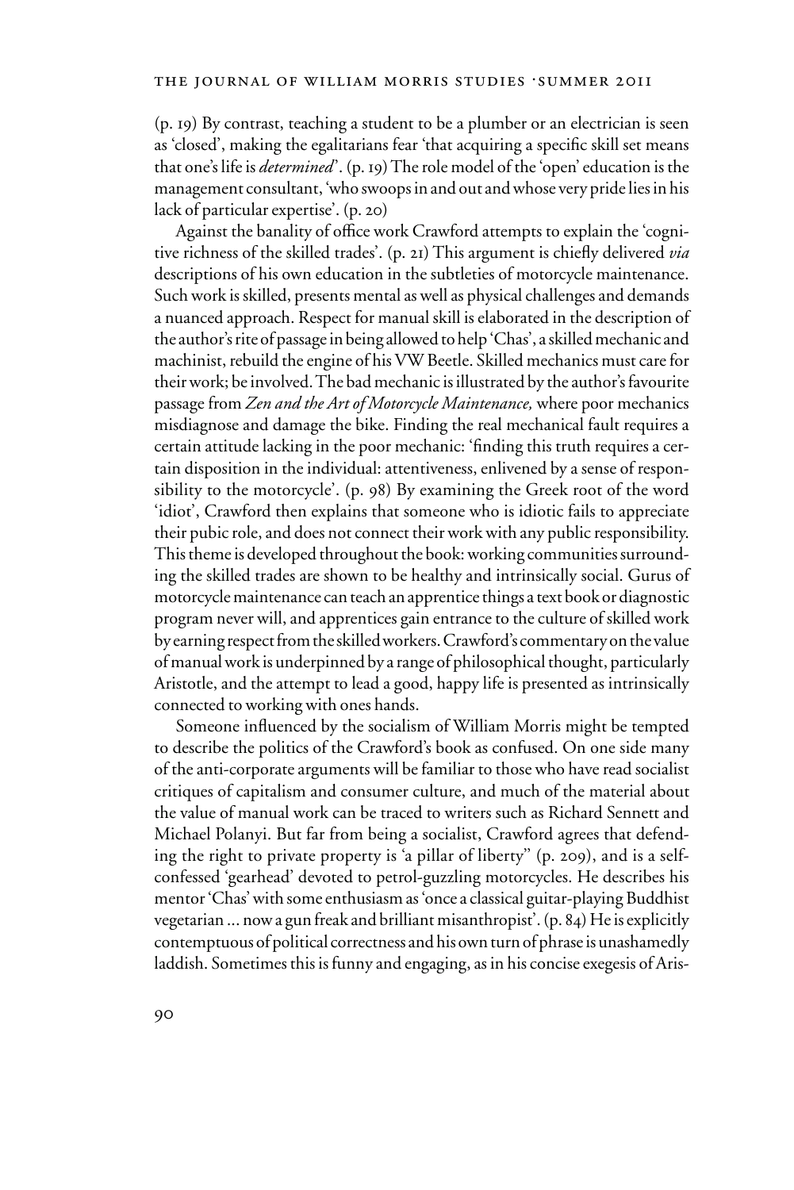(p. 19) By contrast, teaching a student to be a plumber or an electrician is seen as 'closed', making the egalitarians fear 'that acquiring a specific skill set means that one's life is *determined*'. (p. 19) The role model of the 'open' education is the management consultant, 'who swoops in and out and whose very pride lies in his lack of particular expertise'. (p. 20)

Against the banality of office work Crawford attempts to explain the 'cognitive richness of the skilled trades'. (p. 21) This argument is chiefly delivered *via* descriptions of his own education in the subtleties of motorcycle maintenance. Such work is skilled, presents mental as well as physical challenges and demands a nuanced approach. Respect for manual skill is elaborated in the description of the author's rite of passage in being allowed to help 'Chas', a skilled mechanic and machinist, rebuild the engine of his VW Beetle. Skilled mechanics must care for their work; be involved. The bad mechanic is illustrated by the author's favourite passage from *Zen and the Art of Motorcycle Maintenance,* where poor mechanics misdiagnose and damage the bike. Finding the real mechanical fault requires a certain attitude lacking in the poor mechanic: 'finding this truth requires a certain disposition in the individual: attentiveness, enlivened by a sense of responsibility to the motorcycle'. (p. 98) By examining the Greek root of the word 'idiot', Crawford then explains that someone who is idiotic fails to appreciate their pubic role, and does not connect their work with any public responsibility. This theme is developed throughout the book: working communities surrounding the skilled trades are shown to be healthy and intrinsically social. Gurus of motorcycle maintenance can teach an apprentice things a text book or diagnostic program never will, and apprentices gain entrance to the culture of skilled work by earning respect from the skilled workers. Crawford's commentary on the value of manual work is underpinned by a range of philosophical thought, particularly Aristotle, and the attempt to lead a good, happy life is presented as intrinsically connected to working with ones hands.

Someone influenced by the socialism of William Morris might be tempted to describe the politics of the Crawford's book as confused. On one side many of the anti-corporate arguments will be familiar to those who have read socialist critiques of capitalism and consumer culture, and much of the material about the value of manual work can be traced to writers such as Richard Sennett and Michael Polanyi. But far from being a socialist, Crawford agrees that defending the right to private property is 'a pillar of liberty" (p. 209), and is a self-confessed 'gearhead' devoted to petrol-guzzling motorcycles. He describes his mentor 'Chas' with some enthusiasm as 'once a classical guitar-playing Buddhist vegetarian ... now a gun freak and brilliant misanthropist'. (p. 84) He is explicitly contemptuous of political correctness and his own turn of phrase is unashamedly laddish. Sometimes this is funny and engaging, as in his concise exegesis of Aris-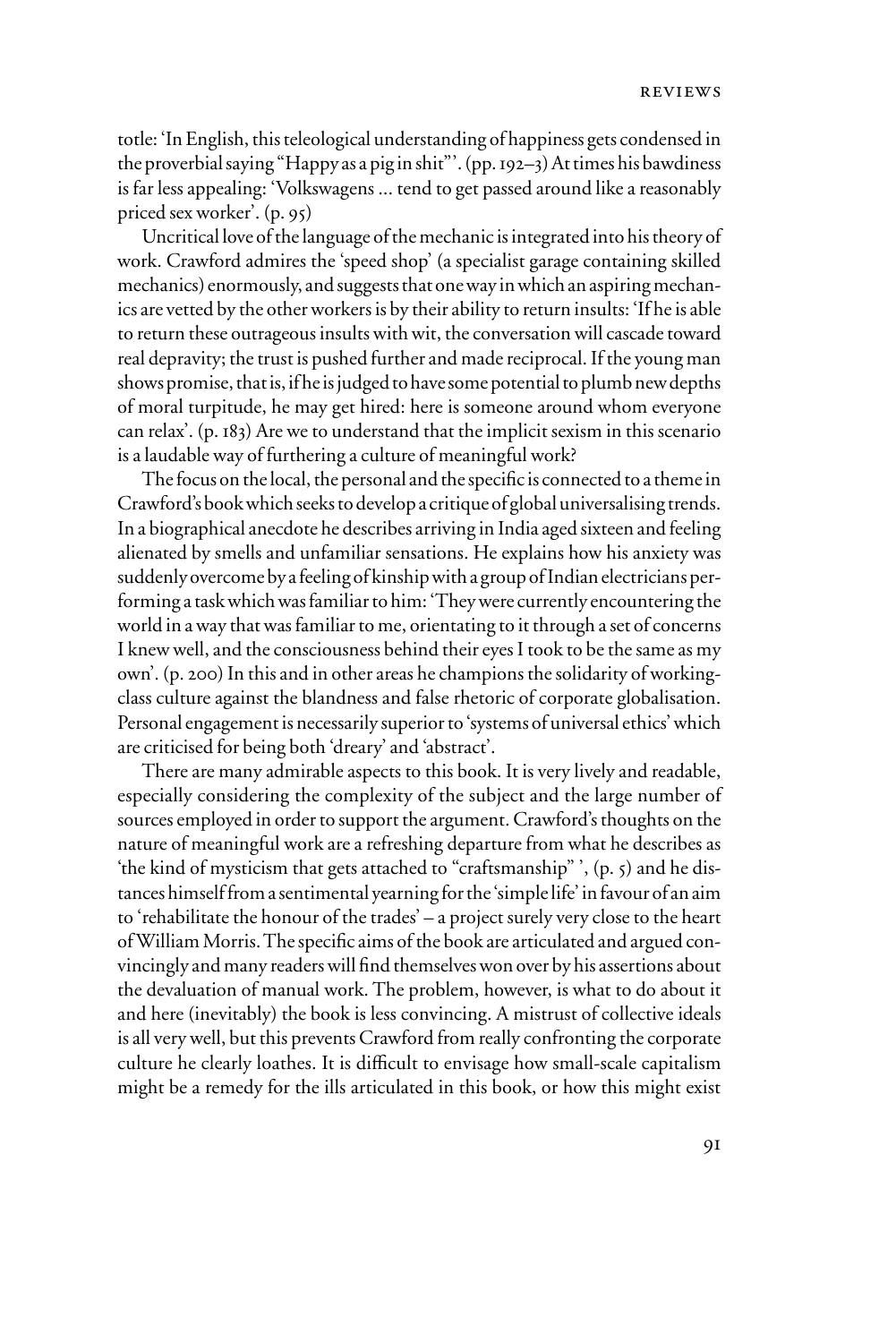totle: 'In English, this teleological understanding of happiness gets condensed in the proverbial saying "Happy as a pig in shit"'. (pp. 192–3) At times his bawdiness is far less appealing: 'Volkswagens ... tend to get passed around like a reasonably priced sex worker'. (p. 95)

Uncritical love of the language of the mechanic is integrated into his theory of work. Crawford admires the 'speed shop' (a specialist garage containing skilled mechanics) enormously, and suggests that one way in which an aspiring mechanics are vetted by the other workers is by their ability to return insults: 'If he is able to return these outrageous insults with wit, the conversation will cascade toward real depravity; the trust is pushed further and made reciprocal. If the young man shows promise, that is, if he is judged to have some potential to plumb new depths of moral turpitude, he may get hired: here is someone around whom everyone can relax'. (p. 183) Are we to understand that the implicit sexism in this scenario is a laudable way of furthering a culture of meaningful work?

The focus on the local, the personal and the specific is connected to a theme in Crawford's book which seeks to develop a critique of global universalising trends. In a biographical anecdote he describes arriving in India aged sixteen and feeling alienated by smells and unfamiliar sensations. He explains how his anxiety was suddenly overcome by a feeling of kinship with a group of Indian electricians performing a task which was familiar to him: 'They were currently encountering the world in a way that was familiar to me, orientating to it through a set of concerns I knew well, and the consciousness behind their eyes I took to be the same as my own'. (p. 200) In this and in other areas he champions the solidarity of working-class culture against the blandness and false rhetoric of corporate globalisation. Personal engagement is necessarily superior to 'systems of universal ethics' which are criticised for being both 'dreary' and 'abstract'.

There are many admirable aspects to this book. It is very lively and readable, especially considering the complexity of the subject and the large number of sources employed in order to support the argument. Crawford's thoughts on the nature of meaningful work are a refreshing departure from what he describes as 'the kind of mysticism that gets attached to "craftsmanship" ', (p. 5) and he distances himself from a sentimental yearning for the 'simple life' in favour of an aim to 'rehabilitate the honour of the trades' – a project surely very close to the heart of William Morris. The specific aims of the book are articulated and argued convincingly and many readers will find themselves won over by his assertions about the devaluation of manual work. The problem, however, is what to do about it and here (inevitably) the book is less convincing. A mistrust of collective ideals is all very well, but this prevents Crawford from really confronting the corporate culture he clearly loathes. It is difficult to envisage how small-scale capitalism might be a remedy for the ills articulated in this book, or how this might exist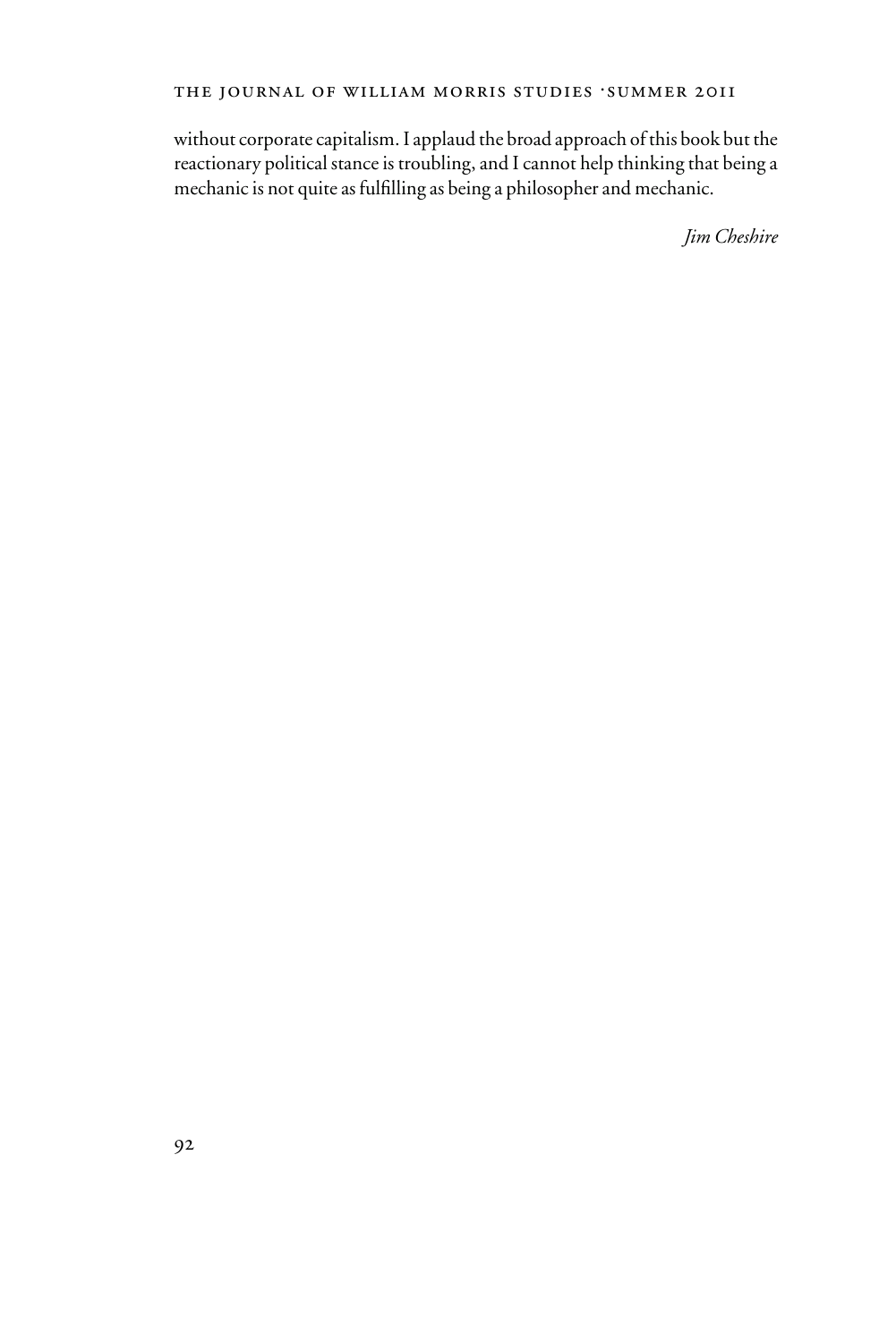without corporate capitalism. I applaud the broad approach of this book but the reactionary political stance is troubling, and I cannot help thinking that being a mechanic is not quite as fulfilling as being a philosopher and mechanic.

*Jim Cheshire*